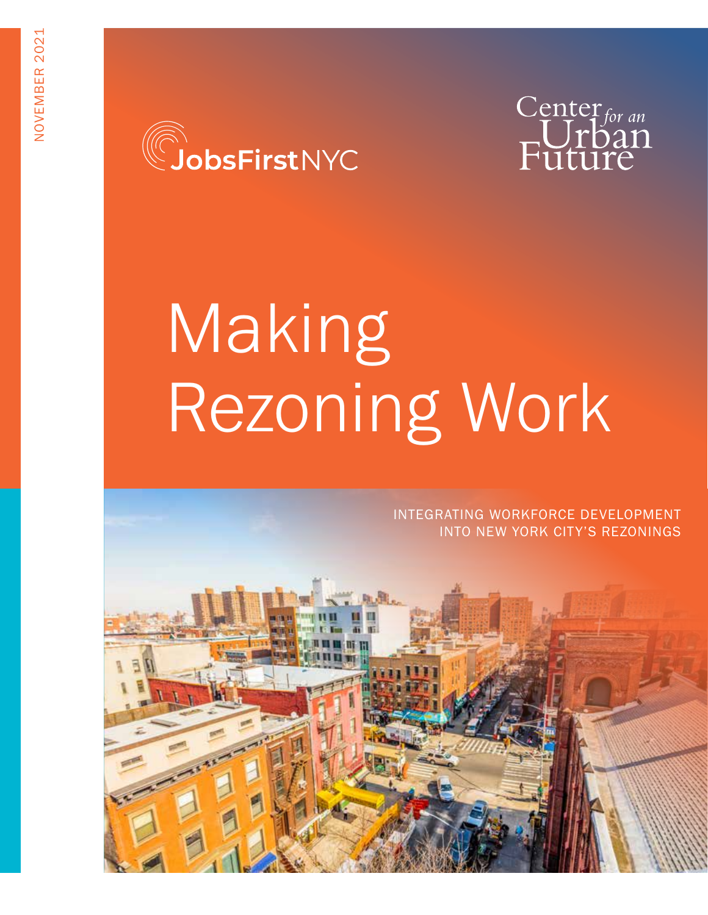NOVEMBER 2021

JobsFirstNYC

Center for an Urban Future

# Making Rezoning Work

INTEGRATING WORKFORCE DEVELOPMENT INTO NEW YORK CITY'S REZONINGS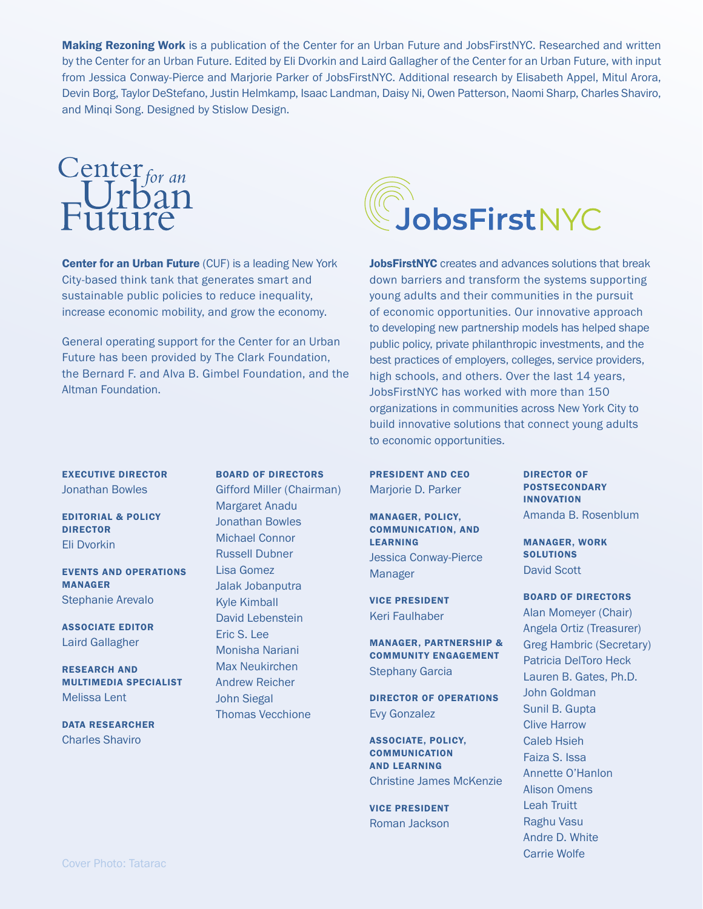**Making Rezoning Work** is a publication of the Center for an Urban Future and JobsFirstNYC. Researched and written by the Center for an Urban Future. Edited by Eli Dvorkin and Laird Gallagher of the Center for an Urban Future, with input from Jessica Conway-Pierce and Marjorie Parker of JobsFirstNYC. Additional research by Elisabeth Appel, Mitul Arora, Devin Borg, Taylor DeStefano, Justin Helmkamp, Isaac Landman, Daisy Ni, Owen Patterson, Naomi Sharp, Charles Shaviro, and Minqi Song. Designed by Stislow Design.

Center *for an* Urban Future

**Center for an Urban Future** (CUF) is a leading New York City-based think tank that generates smart and sustainable public policies to reduce inequality, increase economic mobility, and grow the economy.

General operating support for the Center for an Urban Future has been provided by The Clark Foundation, the Bernard F. and Alva B. Gimbel Foundation, and the Altman Foundation.

**EXECUTIVE DIRECTOR**
Jonathan Bowles

**EDITORIAL & POLICY DIRECTOR**
Eli Dvorkin

**EVENTS AND OPERATIONS MANAGER**
Stephanie Arevalo

**ASSOCIATE EDITOR**
Laird Gallagher

**RESEARCH AND MULTIMEDIA SPECIALIST**
Melissa Lent

**DATA RESEARCHER**
Charles Shaviro

**BOARD OF DIRECTORS**
Gifford Miller (Chairman)
Margaret Anadu
Jonathan Bowles
Michael Connor
Russell Dubner
Lisa Gomez
Jalak Jobanputra
Kyle Kimball
David Lebenstein
Eric S. Lee
Monisha Nariani
Max Neukirchen
Andrew Reicher
John Siegal
Thomas Vecchione

JobsFirstNYC

**JobsFirstNYC** creates and advances solutions that break down barriers and transform the systems supporting young adults and their communities in the pursuit of economic opportunities. Our innovative approach to developing new partnership models has helped shape public policy, private philanthropic investments, and the best practices of employers, colleges, service providers, high schools, and others. Over the last 14 years, JobsFirstNYC has worked with more than 150 organizations in communities across New York City to build innovative solutions that connect young adults to economic opportunities.

**PRESIDENT AND CEO**
Marjorie D. Parker

**MANAGER, POLICY, COMMUNICATION, AND LEARNING**
Jessica Conway-Pierce
Manager

**VICE PRESIDENT**
Keri Faulhaber

**MANAGER, PARTNERSHIP & COMMUNITY ENGAGEMENT**
Stephany Garcia

**DIRECTOR OF OPERATIONS**
Evy Gonzalez

**ASSOCIATE, POLICY, COMMUNICATION AND LEARNING**
Christine James McKenzie

**VICE PRESIDENT**
Roman Jackson

**DIRECTOR OF POSTSECONDARY INNOVATION**
Amanda B. Rosenblum

**MANAGER, WORK SOLUTIONS**
David Scott

**BOARD OF DIRECTORS**
Alan Momeyer (Chair)
Angela Ortiz (Treasurer)
Greg Hambric (Secretary)
Patricia DelToro Heck
Lauren B. Gates, Ph.D.
John Goldman
Sunil B. Gupta
Clive Harrow
Caleb Hsieh
Faiza S. Issa
Annette O'Hanlon
Alison Omens
Leah Truitt
Raghu Vasu
Andre D. White
Carrie Wolfe

Cover Photo: Tatarac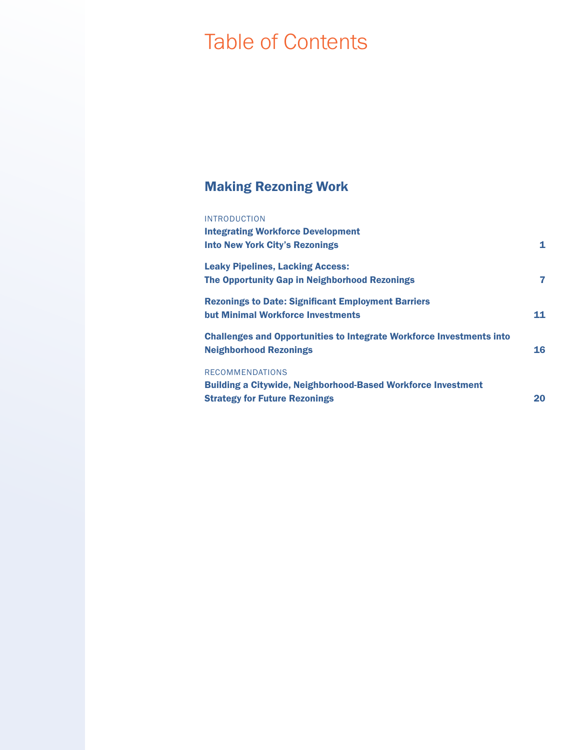# Table of Contents

## Making Rezoning Work

INTRODUCTION

**Integrating Workforce Development Into New York City's Rezonings** — 1

**Leaky Pipelines, Lacking Access: The Opportunity Gap in Neighborhood Rezonings** — 7

**Rezonings to Date: Significant Employment Barriers but Minimal Workforce Investments** — 11

**Challenges and Opportunities to Integrate Workforce Investments into Neighborhood Rezonings** — 16

RECOMMENDATIONS

**Building a Citywide, Neighborhood-Based Workforce Investment Strategy for Future Rezonings** — 20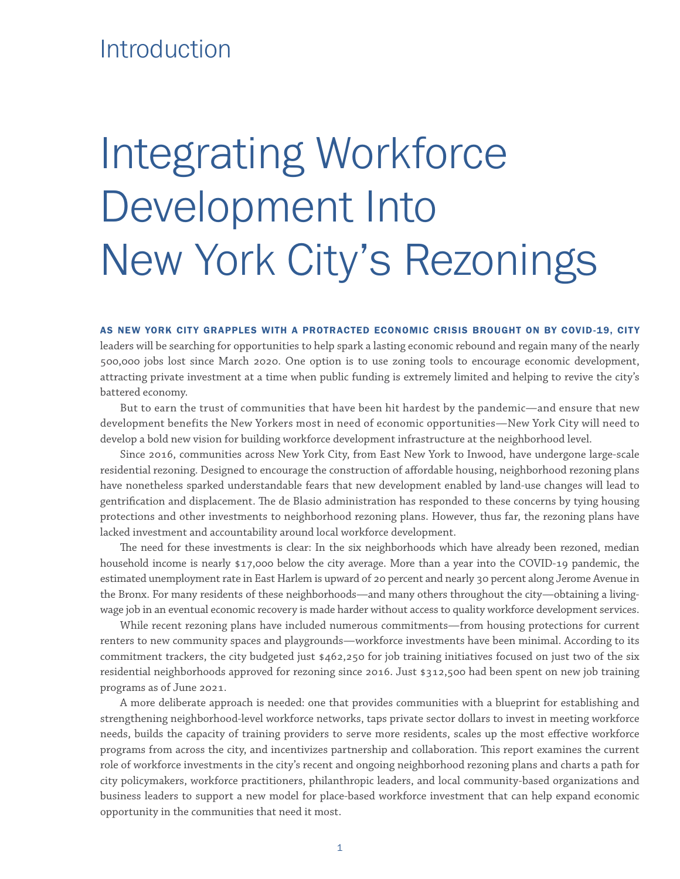## Introduction

# Integrating Workforce Development Into New York City's Rezonings

**AS NEW YORK CITY GRAPPLES WITH A PROTRACTED ECONOMIC CRISIS BROUGHT ON BY COVID-19, CITY** leaders will be searching for opportunities to help spark a lasting economic rebound and regain many of the nearly 500,000 jobs lost since March 2020. One option is to use zoning tools to encourage economic development, attracting private investment at a time when public funding is extremely limited and helping to revive the city's battered economy.

But to earn the trust of communities that have been hit hardest by the pandemic—and ensure that new development benefits the New Yorkers most in need of economic opportunities—New York City will need to develop a bold new vision for building workforce development infrastructure at the neighborhood level.

Since 2016, communities across New York City, from East New York to Inwood, have undergone large-scale residential rezoning. Designed to encourage the construction of affordable housing, neighborhood rezoning plans have nonetheless sparked understandable fears that new development enabled by land-use changes will lead to gentrification and displacement. The de Blasio administration has responded to these concerns by tying housing protections and other investments to neighborhood rezoning plans. However, thus far, the rezoning plans have lacked investment and accountability around local workforce development.

The need for these investments is clear: In the six neighborhoods which have already been rezoned, median household income is nearly $17,000 below the city average. More than a year into the COVID-19 pandemic, the estimated unemployment rate in East Harlem is upward of 20 percent and nearly 30 percent along Jerome Avenue in the Bronx. For many residents of these neighborhoods—and many others throughout the city—obtaining a living-wage job in an eventual economic recovery is made harder without access to quality workforce development services.

While recent rezoning plans have included numerous commitments—from housing protections for current renters to new community spaces and playgrounds—workforce investments have been minimal. According to its commitment trackers, the city budgeted just $462,250 for job training initiatives focused on just two of the six residential neighborhoods approved for rezoning since 2016. Just $312,500 had been spent on new job training programs as of June 2021.

A more deliberate approach is needed: one that provides communities with a blueprint for establishing and strengthening neighborhood-level workforce networks, taps private sector dollars to invest in meeting workforce needs, builds the capacity of training providers to serve more residents, scales up the most effective workforce programs from across the city, and incentivizes partnership and collaboration. This report examines the current role of workforce investments in the city's recent and ongoing neighborhood rezoning plans and charts a path for city policymakers, workforce practitioners, philanthropic leaders, and local community-based organizations and business leaders to support a new model for place-based workforce investment that can help expand economic opportunity in the communities that need it most.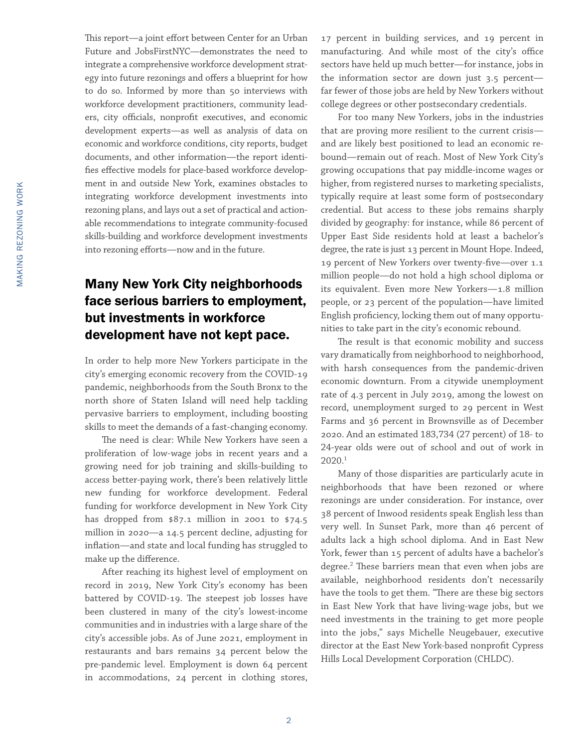This report—a joint effort between Center for an Urban Future and JobsFirstNYC—demonstrates the need to integrate a comprehensive workforce development strategy into future rezonings and offers a blueprint for how to do so. Informed by more than 50 interviews with workforce development practitioners, community leaders, city officials, nonprofit executives, and economic development experts—as well as analysis of data on economic and workforce conditions, city reports, budget documents, and other information—the report identifies effective models for place-based workforce development in and outside New York, examines obstacles to integrating workforce development investments into rezoning plans, and lays out a set of practical and actionable recommendations to integrate community-focused skills-building and workforce development investments into rezoning efforts—now and in the future.

## Many New York City neighborhoods face serious barriers to employment, but investments in workforce development have not kept pace.

In order to help more New Yorkers participate in the city's emerging economic recovery from the COVID-19 pandemic, neighborhoods from the South Bronx to the north shore of Staten Island will need help tackling pervasive barriers to employment, including boosting skills to meet the demands of a fast-changing economy.

The need is clear: While New Yorkers have seen a proliferation of low-wage jobs in recent years and a growing need for job training and skills-building to access better-paying work, there's been relatively little new funding for workforce development. Federal funding for workforce development in New York City has dropped from $87.1 million in 2001 to $74.5 million in 2020—a 14.5 percent decline, adjusting for inflation—and state and local funding has struggled to make up the difference.

After reaching its highest level of employment on record in 2019, New York City's economy has been battered by COVID-19. The steepest job losses have been clustered in many of the city's lowest-income communities and in industries with a large share of the city's accessible jobs. As of June 2021, employment in restaurants and bars remains 34 percent below the pre-pandemic level. Employment is down 64 percent in accommodations, 24 percent in clothing stores, 17 percent in building services, and 19 percent in manufacturing. And while most of the city's office sectors have held up much better—for instance, jobs in the information sector are down just 3.5 percent—far fewer of those jobs are held by New Yorkers without college degrees or other postsecondary credentials.

For too many New Yorkers, jobs in the industries that are proving more resilient to the current crisis—and are likely best positioned to lead an economic rebound—remain out of reach. Most of New York City's growing occupations that pay middle-income wages or higher, from registered nurses to marketing specialists, typically require at least some form of postsecondary credential. But access to these jobs remains sharply divided by geography: for instance, while 86 percent of Upper East Side residents hold at least a bachelor's degree, the rate is just 13 percent in Mount Hope. Indeed, 19 percent of New Yorkers over twenty-five—over 1.1 million people—do not hold a high school diploma or its equivalent. Even more New Yorkers—1.8 million people, or 23 percent of the population—have limited English proficiency, locking them out of many opportunities to take part in the city's economic rebound.

The result is that economic mobility and success vary dramatically from neighborhood to neighborhood, with harsh consequences from the pandemic-driven economic downturn. From a citywide unemployment rate of 4.3 percent in July 2019, among the lowest on record, unemployment surged to 29 percent in West Farms and 36 percent in Brownsville as of December 2020. And an estimated 183,734 (27 percent) of 18- to 24-year olds were out of school and out of work in 2020.[1]

Many of those disparities are particularly acute in neighborhoods that have been rezoned or where rezonings are under consideration. For instance, over 38 percent of Inwood residents speak English less than very well. In Sunset Park, more than 46 percent of adults lack a high school diploma. And in East New York, fewer than 15 percent of adults have a bachelor's degree.[2] These barriers mean that even when jobs are available, neighborhood residents don't necessarily have the tools to get them. "There are these big sectors in East New York that have living-wage jobs, but we need investments in the training to get more people into the jobs," says Michelle Neugebauer, executive director at the East New York-based nonprofit Cypress Hills Local Development Corporation (CHLDC).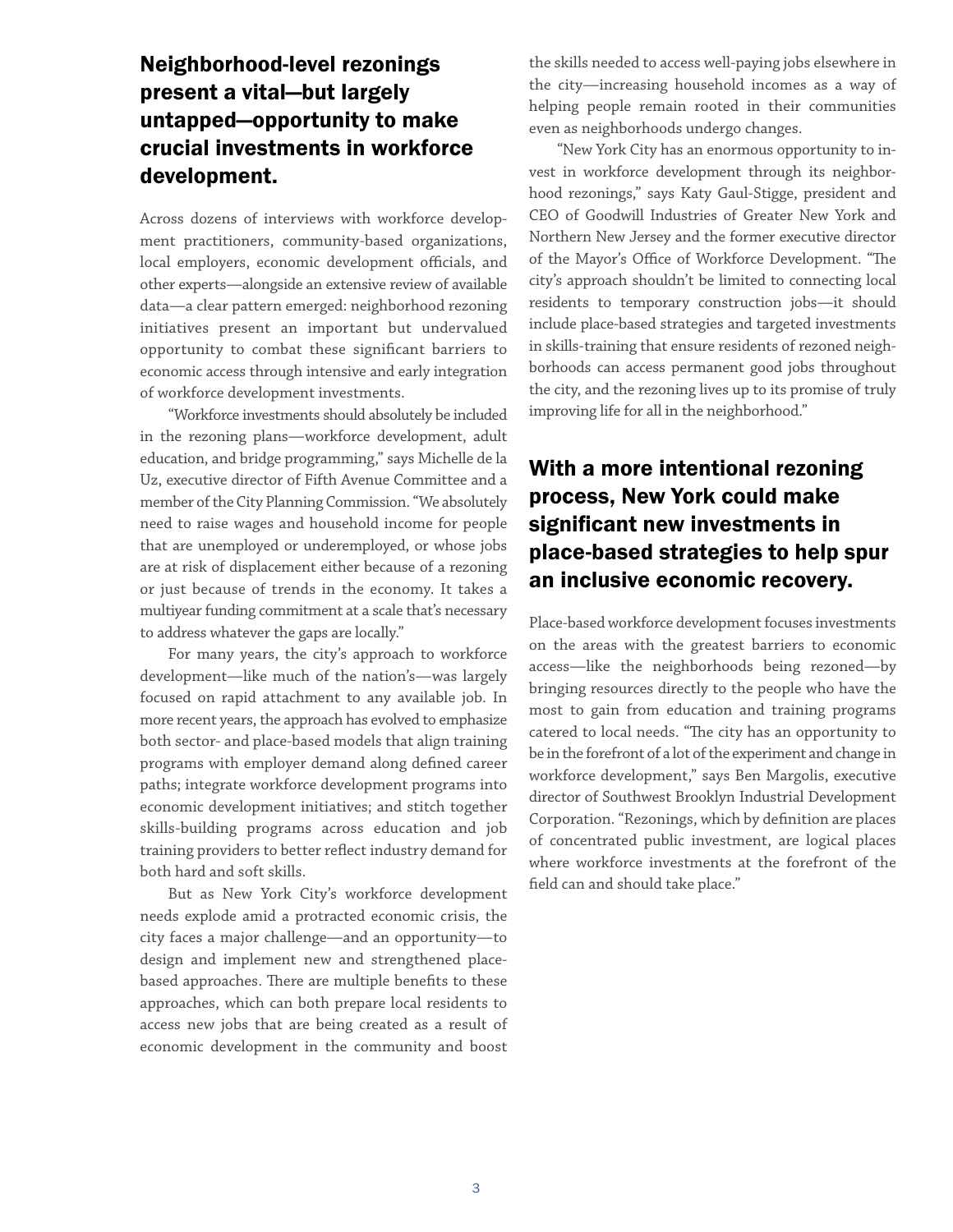## Neighborhood-level rezonings present a vital—but largely untapped—opportunity to make crucial investments in workforce development.

Across dozens of interviews with workforce development practitioners, community-based organizations, local employers, economic development officials, and other experts—alongside an extensive review of available data—a clear pattern emerged: neighborhood rezoning initiatives present an important but undervalued opportunity to combat these significant barriers to economic access through intensive and early integration of workforce development investments.

"Workforce investments should absolutely be included in the rezoning plans—workforce development, adult education, and bridge programming," says Michelle de la Uz, executive director of Fifth Avenue Committee and a member of the City Planning Commission. "We absolutely need to raise wages and household income for people that are unemployed or underemployed, or whose jobs are at risk of displacement either because of a rezoning or just because of trends in the economy. It takes a multiyear funding commitment at a scale that's necessary to address whatever the gaps are locally."

For many years, the city's approach to workforce development—like much of the nation's—was largely focused on rapid attachment to any available job. In more recent years, the approach has evolved to emphasize both sector- and place-based models that align training programs with employer demand along defined career paths; integrate workforce development programs into economic development initiatives; and stitch together skills-building programs across education and job training providers to better reflect industry demand for both hard and soft skills.

But as New York City's workforce development needs explode amid a protracted economic crisis, the city faces a major challenge—and an opportunity—to design and implement new and strengthened place-based approaches. There are multiple benefits to these approaches, which can both prepare local residents to access new jobs that are being created as a result of economic development in the community and boost the skills needed to access well-paying jobs elsewhere in the city—increasing household incomes as a way of helping people remain rooted in their communities even as neighborhoods undergo changes.

"New York City has an enormous opportunity to invest in workforce development through its neighborhood rezonings," says Katy Gaul-Stigge, president and CEO of Goodwill Industries of Greater New York and Northern New Jersey and the former executive director of the Mayor's Office of Workforce Development. "The city's approach shouldn't be limited to connecting local residents to temporary construction jobs—it should include place-based strategies and targeted investments in skills-training that ensure residents of rezoned neighborhoods can access permanent good jobs throughout the city, and the rezoning lives up to its promise of truly improving life for all in the neighborhood."

## With a more intentional rezoning process, New York could make significant new investments in place-based strategies to help spur an inclusive economic recovery.

Place-based workforce development focuses investments on the areas with the greatest barriers to economic access—like the neighborhoods being rezoned—by bringing resources directly to the people who have the most to gain from education and training programs catered to local needs. "The city has an opportunity to be in the forefront of a lot of the experiment and change in workforce development," says Ben Margolis, executive director of Southwest Brooklyn Industrial Development Corporation. "Rezonings, which by definition are places of concentrated public investment, are logical places where workforce investments at the forefront of the field can and should take place."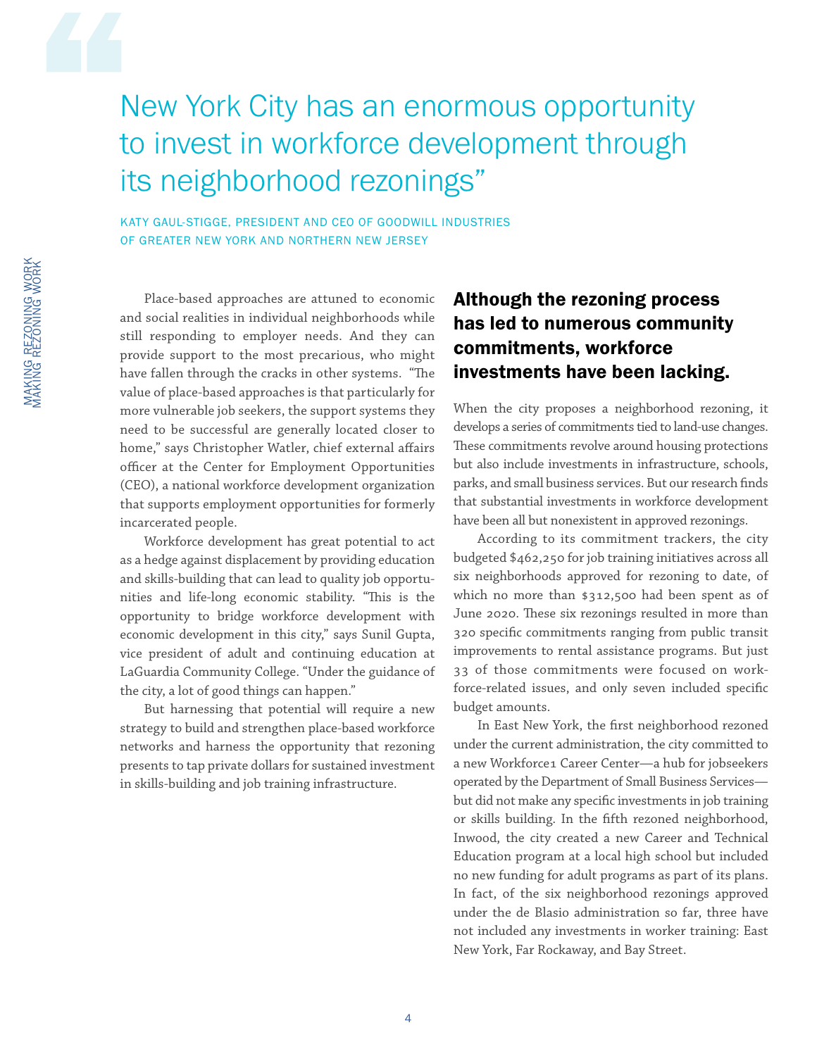> New York City has an enormous opportunity to invest in workforce development through its neighborhood rezonings"

KATY GAUL-STIGGE, PRESIDENT AND CEO OF GOODWILL INDUSTRIES OF GREATER NEW YORK AND NORTHERN NEW JERSEY

Place-based approaches are attuned to economic and social realities in individual neighborhoods while still responding to employer needs. And they can provide support to the most precarious, who might have fallen through the cracks in other systems. "The value of place-based approaches is that particularly for more vulnerable job seekers, the support systems they need to be successful are generally located closer to home," says Christopher Watler, chief external affairs officer at the Center for Employment Opportunities (CEO), a national workforce development organization that supports employment opportunities for formerly incarcerated people.

Workforce development has great potential to act as a hedge against displacement by providing education and skills-building that can lead to quality job opportunities and life-long economic stability. "This is the opportunity to bridge workforce development with economic development in this city," says Sunil Gupta, vice president of adult and continuing education at LaGuardia Community College. "Under the guidance of the city, a lot of good things can happen."

But harnessing that potential will require a new strategy to build and strengthen place-based workforce networks and harness the opportunity that rezoning presents to tap private dollars for sustained investment in skills-building and job training infrastructure.

## Although the rezoning process has led to numerous community commitments, workforce investments have been lacking.

When the city proposes a neighborhood rezoning, it develops a series of commitments tied to land-use changes. These commitments revolve around housing protections but also include investments in infrastructure, schools, parks, and small business services. But our research finds that substantial investments in workforce development have been all but nonexistent in approved rezonings.

According to its commitment trackers, the city budgeted $462,250 for job training initiatives across all six neighborhoods approved for rezoning to date, of which no more than $312,500 had been spent as of June 2020. These six rezonings resulted in more than 320 specific commitments ranging from public transit improvements to rental assistance programs. But just 33 of those commitments were focused on workforce-related issues, and only seven included specific budget amounts.

In East New York, the first neighborhood rezoned under the current administration, the city committed to a new Workforce1 Career Center—a hub for jobseekers operated by the Department of Small Business Services—but did not make any specific investments in job training or skills building. In the fifth rezoned neighborhood, Inwood, the city created a new Career and Technical Education program at a local high school but included no new funding for adult programs as part of its plans. In fact, of the six neighborhood rezonings approved under the de Blasio administration so far, three have not included any investments in worker training: East New York, Far Rockaway, and Bay Street.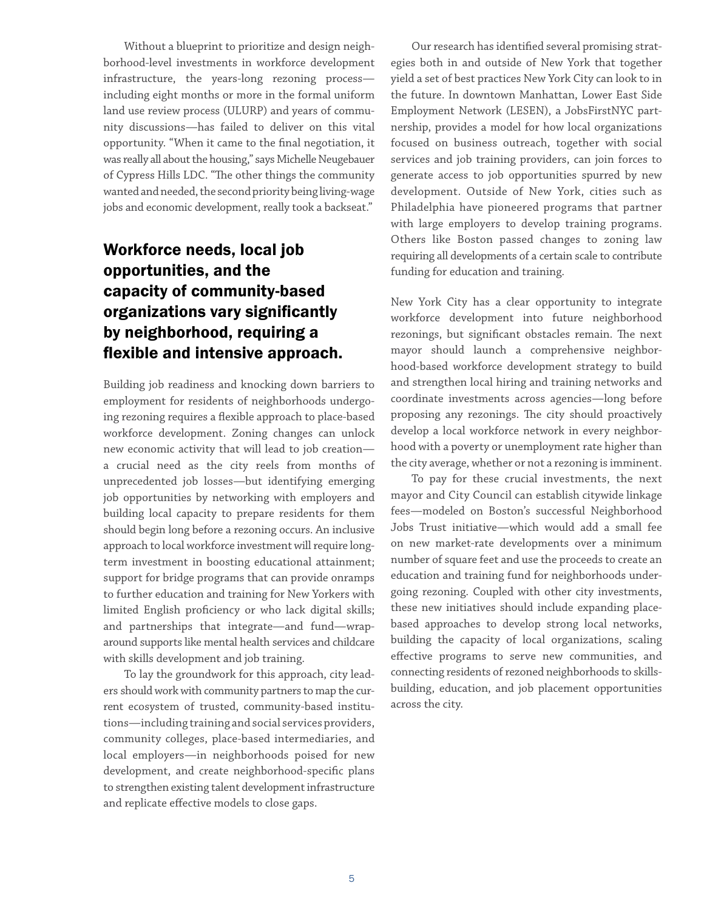Without a blueprint to prioritize and design neighborhood-level investments in workforce development infrastructure, the years-long rezoning process—including eight months or more in the formal uniform land use review process (ULURP) and years of community discussions—has failed to deliver on this vital opportunity. "When it came to the final negotiation, it was really all about the housing," says Michelle Neugebauer of Cypress Hills LDC. "The other things the community wanted and needed, the second priority being living-wage jobs and economic development, really took a backseat."

## Workforce needs, local job opportunities, and the capacity of community-based organizations vary significantly by neighborhood, requiring a flexible and intensive approach.

Building job readiness and knocking down barriers to employment for residents of neighborhoods undergoing rezoning requires a flexible approach to place-based workforce development. Zoning changes can unlock new economic activity that will lead to job creation—a crucial need as the city reels from months of unprecedented job losses—but identifying emerging job opportunities by networking with employers and building local capacity to prepare residents for them should begin long before a rezoning occurs. An inclusive approach to local workforce investment will require long-term investment in boosting educational attainment; support for bridge programs that can provide onramps to further education and training for New Yorkers with limited English proficiency or who lack digital skills; and partnerships that integrate—and fund—wraparound supports like mental health services and childcare with skills development and job training.

To lay the groundwork for this approach, city leaders should work with community partners to map the current ecosystem of trusted, community-based institutions—including training and social services providers, community colleges, place-based intermediaries, and local employers—in neighborhoods poised for new development, and create neighborhood-specific plans to strengthen existing talent development infrastructure and replicate effective models to close gaps.

Our research has identified several promising strategies both in and outside of New York that together yield a set of best practices New York City can look to in the future. In downtown Manhattan, Lower East Side Employment Network (LESEN), a JobsFirstNYC partnership, provides a model for how local organizations focused on business outreach, together with social services and job training providers, can join forces to generate access to job opportunities spurred by new development. Outside of New York, cities such as Philadelphia have pioneered programs that partner with large employers to develop training programs. Others like Boston passed changes to zoning law requiring all developments of a certain scale to contribute funding for education and training.

New York City has a clear opportunity to integrate workforce development into future neighborhood rezonings, but significant obstacles remain. The next mayor should launch a comprehensive neighborhood-based workforce development strategy to build and strengthen local hiring and training networks and coordinate investments across agencies—long before proposing any rezonings. The city should proactively develop a local workforce network in every neighborhood with a poverty or unemployment rate higher than the city average, whether or not a rezoning is imminent.

To pay for these crucial investments, the next mayor and City Council can establish citywide linkage fees—modeled on Boston's successful Neighborhood Jobs Trust initiative—which would add a small fee on new market-rate developments over a minimum number of square feet and use the proceeds to create an education and training fund for neighborhoods undergoing rezoning. Coupled with other city investments, these new initiatives should include expanding place-based approaches to develop strong local networks, building the capacity of local organizations, scaling effective programs to serve new communities, and connecting residents of rezoned neighborhoods to skills-building, education, and job placement opportunities across the city.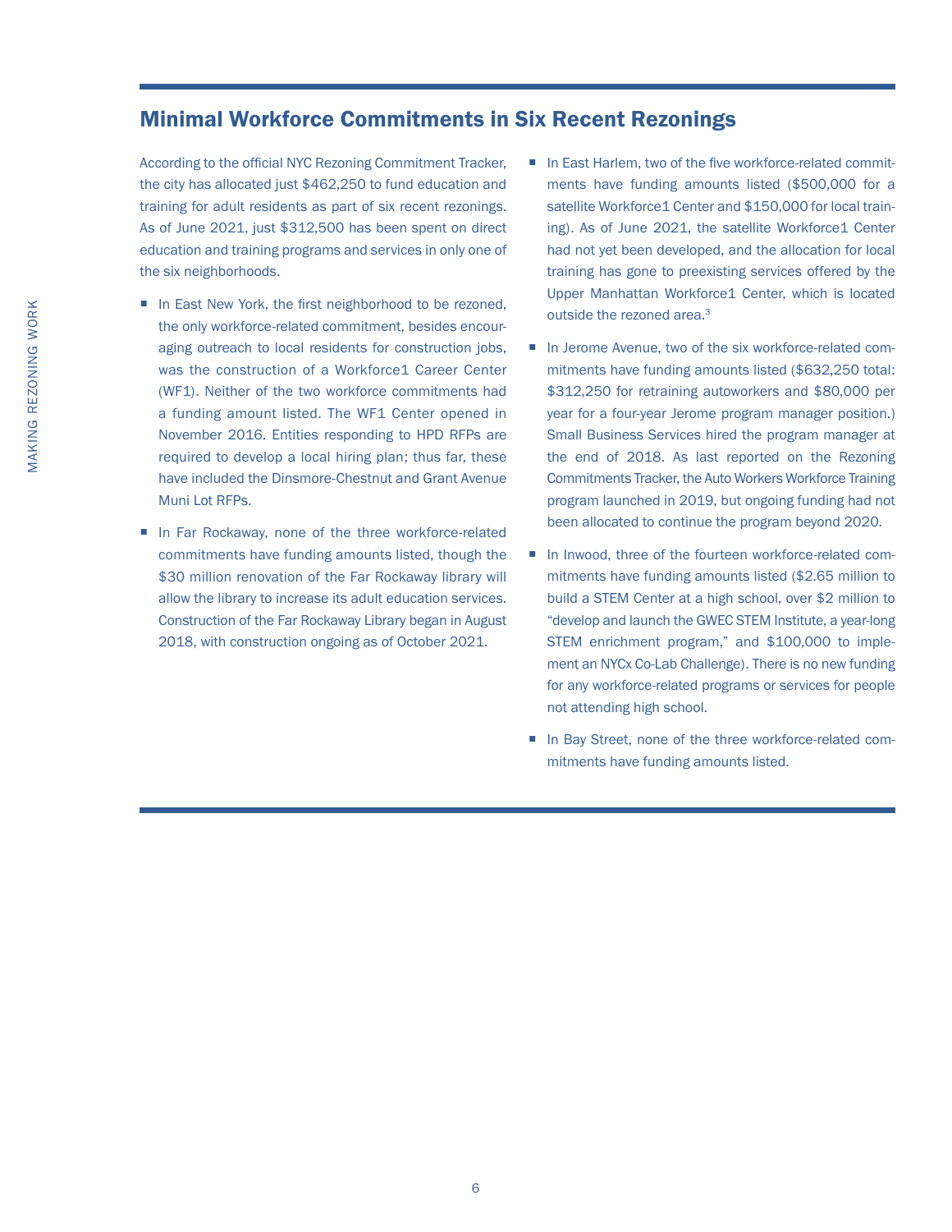## Minimal Workforce Commitments in Six Recent Rezonings

According to the official NYC Rezoning Commitment Tracker, the city has allocated just $462,250 to fund education and training for adult residents as part of six recent rezonings. As of June 2021, just $312,500 has been spent on direct education and training programs and services in only one of the six neighborhoods.

- In East New York, the first neighborhood to be rezoned, the only workforce-related commitment, besides encouraging outreach to local residents for construction jobs, was the construction of a Workforce1 Career Center (WF1). Neither of the two workforce commitments had a funding amount listed. The WF1 Center opened in November 2016. Entities responding to HPD RFPs are required to develop a local hiring plan; thus far, these have included the Dinsmore-Chestnut and Grant Avenue Muni Lot RFPs.
- In Far Rockaway, none of the three workforce-related commitments have funding amounts listed, though the $30 million renovation of the Far Rockaway library will allow the library to increase its adult education services. Construction of the Far Rockaway Library began in August 2018, with construction ongoing as of October 2021.
- In East Harlem, two of the five workforce-related commitments have funding amounts listed ($500,000 for a satellite Workforce1 Center and $150,000 for local training). As of June 2021, the satellite Workforce1 Center had not yet been developed, and the allocation for local training has gone to preexisting services offered by the Upper Manhattan Workforce1 Center, which is located outside the rezoned area.[3]
- In Jerome Avenue, two of the six workforce-related commitments have funding amounts listed ($632,250 total: $312,250 for retraining autoworkers and $80,000 per year for a four-year Jerome program manager position.) Small Business Services hired the program manager at the end of 2018. As last reported on the Rezoning Commitments Tracker, the Auto Workers Workforce Training program launched in 2019, but ongoing funding had not been allocated to continue the program beyond 2020.
- In Inwood, three of the fourteen workforce-related commitments have funding amounts listed ($2.65 million to build a STEM Center at a high school, over $2 million to "develop and launch the GWEC STEM Institute, a year-long STEM enrichment program," and $100,000 to implement an NYCx Co-Lab Challenge). There is no new funding for any workforce-related programs or services for people not attending high school.
- In Bay Street, none of the three workforce-related commitments have funding amounts listed.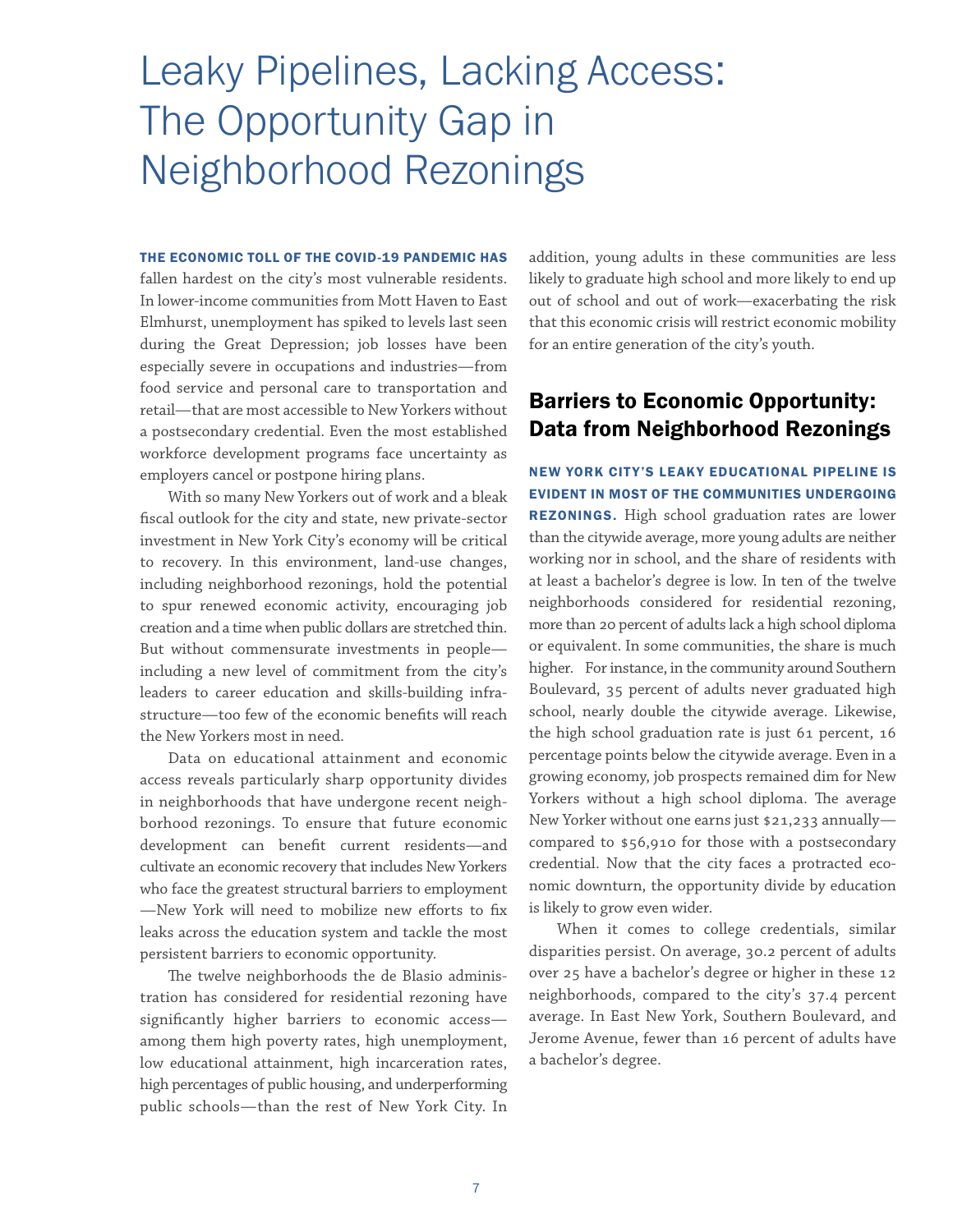# Leaky Pipelines, Lacking Access: The Opportunity Gap in Neighborhood Rezonings

**THE ECONOMIC TOLL OF THE COVID-19 PANDEMIC HAS** fallen hardest on the city's most vulnerable residents. In lower-income communities from Mott Haven to East Elmhurst, unemployment has spiked to levels last seen during the Great Depression; job losses have been especially severe in occupations and industries—from food service and personal care to transportation and retail—that are most accessible to New Yorkers without a postsecondary credential. Even the most established workforce development programs face uncertainty as employers cancel or postpone hiring plans.

With so many New Yorkers out of work and a bleak fiscal outlook for the city and state, new private-sector investment in New York City's economy will be critical to recovery. In this environment, land-use changes, including neighborhood rezonings, hold the potential to spur renewed economic activity, encouraging job creation and a time when public dollars are stretched thin. But without commensurate investments in people—including a new level of commitment from the city's leaders to career education and skills-building infrastructure—too few of the economic benefits will reach the New Yorkers most in need.

Data on educational attainment and economic access reveals particularly sharp opportunity divides in neighborhoods that have undergone recent neighborhood rezonings. To ensure that future economic development can benefit current residents—and cultivate an economic recovery that includes New Yorkers who face the greatest structural barriers to employment—New York will need to mobilize new efforts to fix leaks across the education system and tackle the most persistent barriers to economic opportunity.

The twelve neighborhoods the de Blasio administration has considered for residential rezoning have significantly higher barriers to economic access—among them high poverty rates, high unemployment, low educational attainment, high incarceration rates, high percentages of public housing, and underperforming public schools—than the rest of New York City. In addition, young adults in these communities are less likely to graduate high school and more likely to end up out of school and out of work—exacerbating the risk that this economic crisis will restrict economic mobility for an entire generation of the city's youth.

## Barriers to Economic Opportunity: Data from Neighborhood Rezonings

**NEW YORK CITY'S LEAKY EDUCATIONAL PIPELINE IS EVIDENT IN MOST OF THE COMMUNITIES UNDERGOING REZONINGS.** High school graduation rates are lower than the citywide average, more young adults are neither working nor in school, and the share of residents with at least a bachelor's degree is low. In ten of the twelve neighborhoods considered for residential rezoning, more than 20 percent of adults lack a high school diploma or equivalent. In some communities, the share is much higher. For instance, in the community around Southern Boulevard, 35 percent of adults never graduated high school, nearly double the citywide average. Likewise, the high school graduation rate is just 61 percent, 16 percentage points below the citywide average. Even in a growing economy, job prospects remained dim for New Yorkers without a high school diploma. The average New Yorker without one earns just $21,233 annually—compared to $56,910 for those with a postsecondary credential. Now that the city faces a protracted economic downturn, the opportunity divide by education is likely to grow even wider.

When it comes to college credentials, similar disparities persist. On average, 30.2 percent of adults over 25 have a bachelor's degree or higher in these 12 neighborhoods, compared to the city's 37.4 percent average. In East New York, Southern Boulevard, and Jerome Avenue, fewer than 16 percent of adults have a bachelor's degree.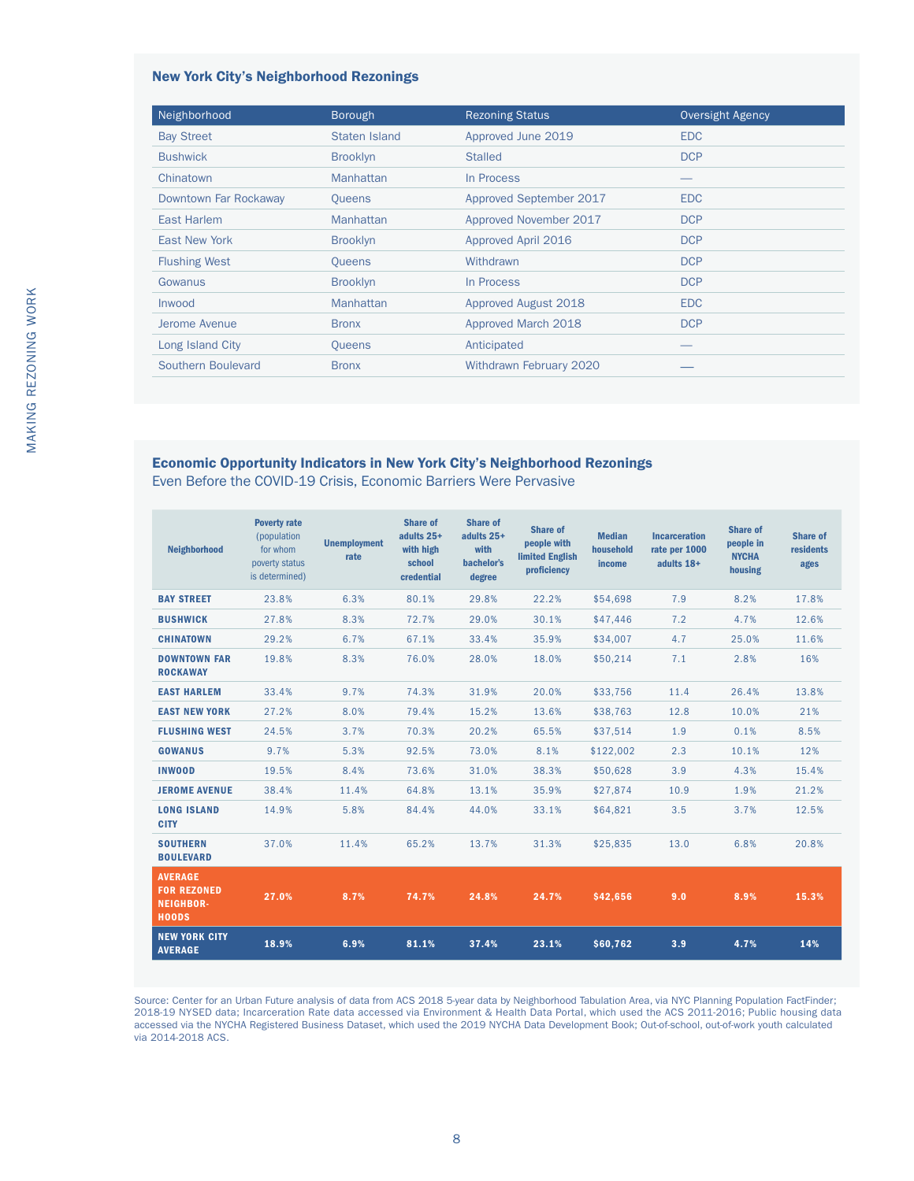## New York City's Neighborhood Rezonings

| Neighborhood | Borough | Rezoning Status | Oversight Agency |
|---|---|---|---|
| Bay Street | Staten Island | Approved June 2019 | EDC |
| Bushwick | Brooklyn | Stalled | DCP |
| Chinatown | Manhattan | In Process | — |
| Downtown Far Rockaway | Queens | Approved September 2017 | EDC |
| East Harlem | Manhattan | Approved November 2017 | DCP |
| East New York | Brooklyn | Approved April 2016 | DCP |
| Flushing West | Queens | Withdrawn | DCP |
| Gowanus | Brooklyn | In Process | DCP |
| Inwood | Manhattan | Approved August 2018 | EDC |
| Jerome Avenue | Bronx | Approved March 2018 | DCP |
| Long Island City | Queens | Anticipated | — |
| Southern Boulevard | Bronx | Withdrawn February 2020 | — |

## Economic Opportunity Indicators in New York City's Neighborhood Rezonings

Even Before the COVID-19 Crisis, Economic Barriers Were Pervasive

| Neighborhood | Poverty rate (population for whom poverty status is determined) | Unemployment rate | Share of adults 25+ with high school credential | Share of adults 25+ with bachelor's degree | Share of people with limited English proficiency | Median household income | Incarceration rate per 1000 adults 18+ | Share of people in NYCHA housing | Share of residents ages |
|---|---|---|---|---|---|---|---|---|---|
| **BAY STREET** | 23.8% | 6.3% | 80.1% | 29.8% | 22.2% | $54,698 | 7.9 | 8.2% | 17.8% |
| **BUSHWICK** | 27.8% | 8.3% | 72.7% | 29.0% | 30.1% | $47,446 | 7.2 | 4.7% | 12.6% |
| **CHINATOWN** | 29.2% | 6.7% | 67.1% | 33.4% | 35.9% | $34,007 | 4.7 | 25.0% | 11.6% |
| **DOWNTOWN FAR ROCKAWAY** | 19.8% | 8.3% | 76.0% | 28.0% | 18.0% | $50,214 | 7.1 | 2.8% | 16% |
| **EAST HARLEM** | 33.4% | 9.7% | 74.3% | 31.9% | 20.0% | $33,756 | 11.4 | 26.4% | 13.8% |
| **EAST NEW YORK** | 27.2% | 8.0% | 79.4% | 15.2% | 13.6% | $38,763 | 12.8 | 10.0% | 21% |
| **FLUSHING WEST** | 24.5% | 3.7% | 70.3% | 20.2% | 65.5% | $37,514 | 1.9 | 0.1% | 8.5% |
| **GOWANUS** | 9.7% | 5.3% | 92.5% | 73.0% | 8.1% | $122,002 | 2.3 | 10.1% | 12% |
| **INWOOD** | 19.5% | 8.4% | 73.6% | 31.0% | 38.3% | $50,628 | 3.9 | 4.3% | 15.4% |
| **JEROME AVENUE** | 38.4% | 11.4% | 64.8% | 13.1% | 35.9% | $27,874 | 10.9 | 1.9% | 21.2% |
| **LONG ISLAND CITY** | 14.9% | 5.8% | 84.4% | 44.0% | 33.1% | $64,821 | 3.5 | 3.7% | 12.5% |
| **SOUTHERN BOULEVARD** | 37.0% | 11.4% | 65.2% | 13.7% | 31.3% | $25,835 | 13.0 | 6.8% | 20.8% |
| **AVERAGE FOR REZONED NEIGHBOR-HOODS** | **27.0%** | **8.7%** | **74.7%** | **24.8%** | **24.7%** | **$42,656** | **9.0** | **8.9%** | **15.3%** |
| **NEW YORK CITY AVERAGE** | **18.9%** | **6.9%** | **81.1%** | **37.4%** | **23.1%** | **$60,762** | **3.9** | **4.7%** | **14%** |

Source: Center for an Urban Future analysis of data from ACS 2018 5-year data by Neighborhood Tabulation Area, via NYC Planning Population FactFinder; 2018-19 NYSED data; Incarceration Rate data accessed via Environment & Health Data Portal, which used the ACS 2011-2016; Public housing data accessed via the NYCHA Registered Business Dataset, which used the 2019 NYCHA Data Development Book; Out-of-school, out-of-work youth calculated via 2014-2018 ACS.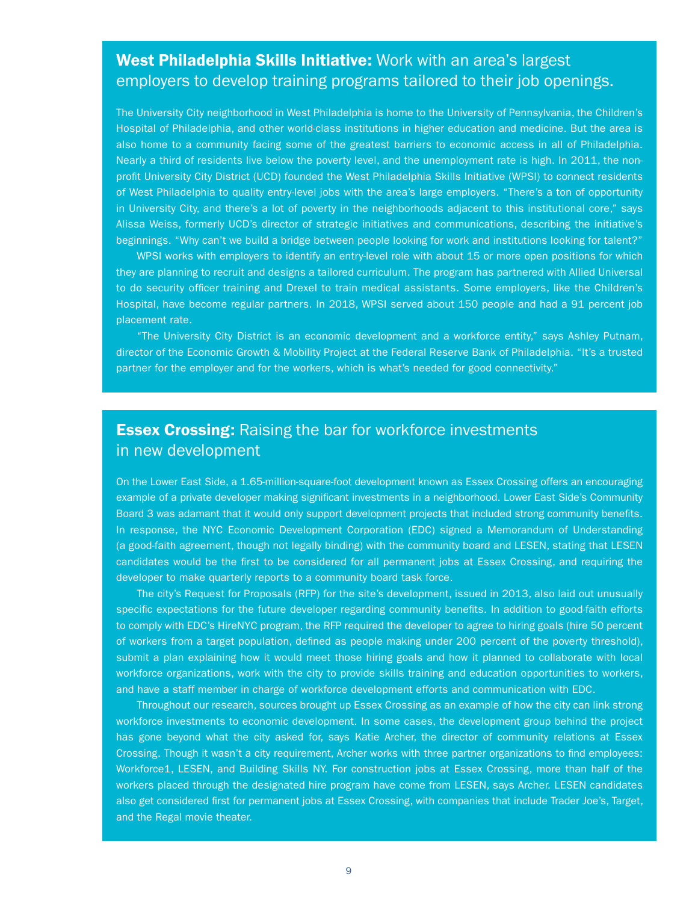## **West Philadelphia Skills Initiative:** Work with an area's largest employers to develop training programs tailored to their job openings.

The University City neighborhood in West Philadelphia is home to the University of Pennsylvania, the Children's Hospital of Philadelphia, and other world-class institutions in higher education and medicine. But the area is also home to a community facing some of the greatest barriers to economic access in all of Philadelphia. Nearly a third of residents live below the poverty level, and the unemployment rate is high. In 2011, the non-profit University City District (UCD) founded the West Philadelphia Skills Initiative (WPSI) to connect residents of West Philadelphia to quality entry-level jobs with the area's large employers. "There's a ton of opportunity in University City, and there's a lot of poverty in the neighborhoods adjacent to this institutional core," says Alissa Weiss, formerly UCD's director of strategic initiatives and communications, describing the initiative's beginnings. "Why can't we build a bridge between people looking for work and institutions looking for talent?"

WPSI works with employers to identify an entry-level role with about 15 or more open positions for which they are planning to recruit and designs a tailored curriculum. The program has partnered with Allied Universal to do security officer training and Drexel to train medical assistants. Some employers, like the Children's Hospital, have become regular partners. In 2018, WPSI served about 150 people and had a 91 percent job placement rate.

"The University City District is an economic development and a workforce entity," says Ashley Putnam, director of the Economic Growth & Mobility Project at the Federal Reserve Bank of Philadelphia. "It's a trusted partner for the employer and for the workers, which is what's needed for good connectivity."

## **Essex Crossing:** Raising the bar for workforce investments in new development

On the Lower East Side, a 1.65-million-square-foot development known as Essex Crossing offers an encouraging example of a private developer making significant investments in a neighborhood. Lower East Side's Community Board 3 was adamant that it would only support development projects that included strong community benefits. In response, the NYC Economic Development Corporation (EDC) signed a Memorandum of Understanding (a good-faith agreement, though not legally binding) with the community board and LESEN, stating that LESEN candidates would be the first to be considered for all permanent jobs at Essex Crossing, and requiring the developer to make quarterly reports to a community board task force.

The city's Request for Proposals (RFP) for the site's development, issued in 2013, also laid out unusually specific expectations for the future developer regarding community benefits. In addition to good-faith efforts to comply with EDC's HireNYC program, the RFP required the developer to agree to hiring goals (hire 50 percent of workers from a target population, defined as people making under 200 percent of the poverty threshold), submit a plan explaining how it would meet those hiring goals and how it planned to collaborate with local workforce organizations, work with the city to provide skills training and education opportunities to workers, and have a staff member in charge of workforce development efforts and communication with EDC.

Throughout our research, sources brought up Essex Crossing as an example of how the city can link strong workforce investments to economic development. In some cases, the development group behind the project has gone beyond what the city asked for, says Katie Archer, the director of community relations at Essex Crossing. Though it wasn't a city requirement, Archer works with three partner organizations to find employees: Workforce1, LESEN, and Building Skills NY. For construction jobs at Essex Crossing, more than half of the workers placed through the designated hire program have come from LESEN, says Archer. LESEN candidates also get considered first for permanent jobs at Essex Crossing, with companies that include Trader Joe's, Target, and the Regal movie theater.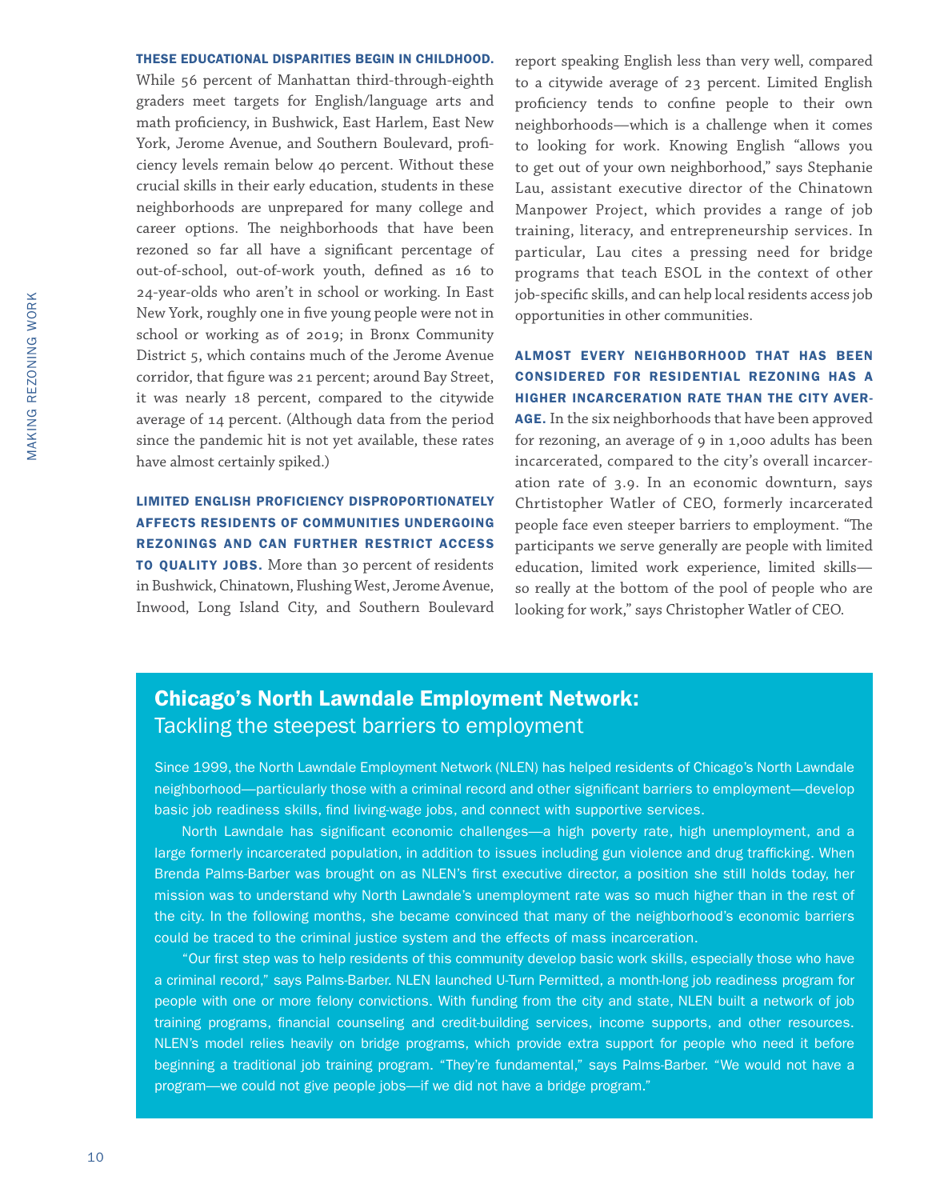**THESE EDUCATIONAL DISPARITIES BEGIN IN CHILDHOOD.** While 56 percent of Manhattan third-through-eighth graders meet targets for English/language arts and math proficiency, in Bushwick, East Harlem, East New York, Jerome Avenue, and Southern Boulevard, proficiency levels remain below 40 percent. Without these crucial skills in their early education, students in these neighborhoods are unprepared for many college and career options. The neighborhoods that have been rezoned so far all have a significant percentage of out-of-school, out-of-work youth, defined as 16 to 24-year-olds who aren't in school or working. In East New York, roughly one in five young people were not in school or working as of 2019; in Bronx Community District 5, which contains much of the Jerome Avenue corridor, that figure was 21 percent; around Bay Street, it was nearly 18 percent, compared to the citywide average of 14 percent. (Although data from the period since the pandemic hit is not yet available, these rates have almost certainly spiked.)

**LIMITED ENGLISH PROFICIENCY DISPROPORTIONATELY AFFECTS RESIDENTS OF COMMUNITIES UNDERGOING REZONINGS AND CAN FURTHER RESTRICT ACCESS TO QUALITY JOBS.** More than 30 percent of residents in Bushwick, Chinatown, Flushing West, Jerome Avenue, Inwood, Long Island City, and Southern Boulevard report speaking English less than very well, compared to a citywide average of 23 percent. Limited English proficiency tends to confine people to their own neighborhoods—which is a challenge when it comes to looking for work. Knowing English "allows you to get out of your own neighborhood," says Stephanie Lau, assistant executive director of the Chinatown Manpower Project, which provides a range of job training, literacy, and entrepreneurship services. In particular, Lau cites a pressing need for bridge programs that teach ESOL in the context of other job-specific skills, and can help local residents access job opportunities in other communities.

**ALMOST EVERY NEIGHBORHOOD THAT HAS BEEN CONSIDERED FOR RESIDENTIAL REZONING HAS A HIGHER INCARCERATION RATE THAN THE CITY AVERAGE.** In the six neighborhoods that have been approved for rezoning, an average of 9 in 1,000 adults has been incarcerated, compared to the city's overall incarceration rate of 3.9. In an economic downturn, says Chrtistopher Watler of CEO, formerly incarcerated people face even steeper barriers to employment. "The participants we serve generally are people with limited education, limited work experience, limited skills—so really at the bottom of the pool of people who are looking for work," says Christopher Watler of CEO.

## Chicago's North Lawndale Employment Network: Tackling the steepest barriers to employment

Since 1999, the North Lawndale Employment Network (NLEN) has helped residents of Chicago's North Lawndale neighborhood—particularly those with a criminal record and other significant barriers to employment—develop basic job readiness skills, find living-wage jobs, and connect with supportive services.

North Lawndale has significant economic challenges—a high poverty rate, high unemployment, and a large formerly incarcerated population, in addition to issues including gun violence and drug trafficking. When Brenda Palms-Barber was brought on as NLEN's first executive director, a position she still holds today, her mission was to understand why North Lawndale's unemployment rate was so much higher than in the rest of the city. In the following months, she became convinced that many of the neighborhood's economic barriers could be traced to the criminal justice system and the effects of mass incarceration.

"Our first step was to help residents of this community develop basic work skills, especially those who have a criminal record," says Palms-Barber. NLEN launched U-Turn Permitted, a month-long job readiness program for people with one or more felony convictions. With funding from the city and state, NLEN built a network of job training programs, financial counseling and credit-building services, income supports, and other resources. NLEN's model relies heavily on bridge programs, which provide extra support for people who need it before beginning a traditional job training program. "They're fundamental," says Palms-Barber. "We would not have a program—we could not give people jobs—if we did not have a bridge program."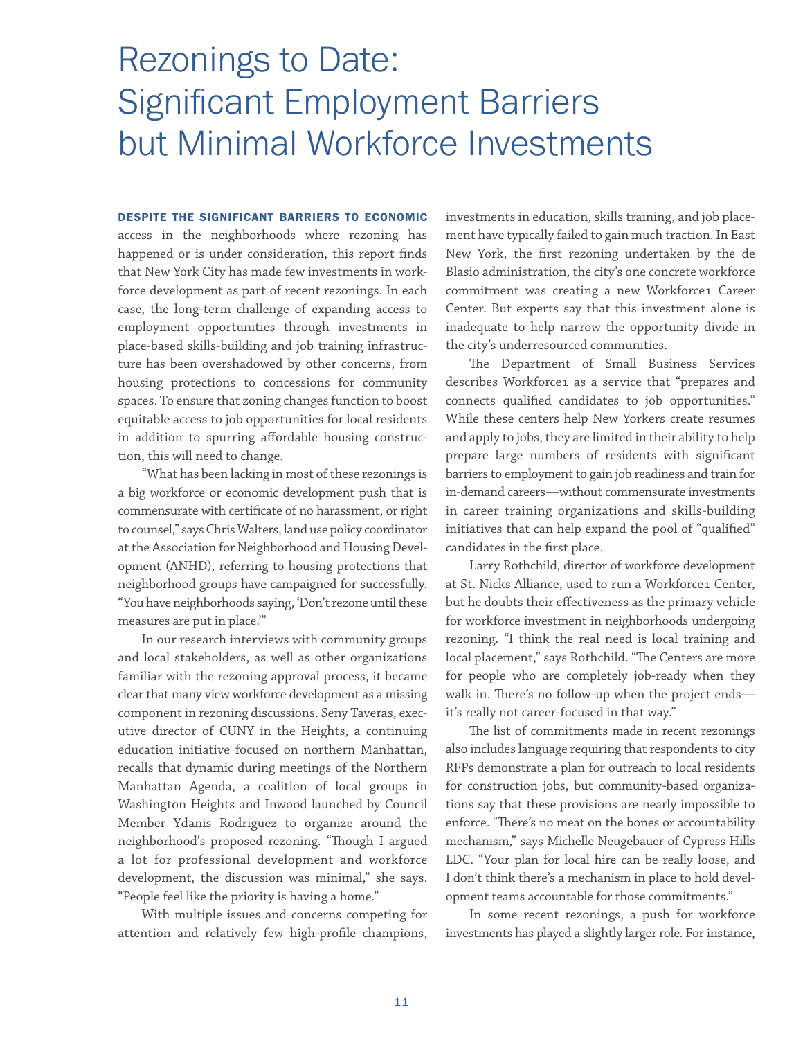# Rezonings to Date: Significant Employment Barriers but Minimal Workforce Investments

**DESPITE THE SIGNIFICANT BARRIERS TO ECONOMIC** access in the neighborhoods where rezoning has happened or is under consideration, this report finds that New York City has made few investments in workforce development as part of recent rezonings. In each case, the long-term challenge of expanding access to employment opportunities through investments in place-based skills-building and job training infrastructure has been overshadowed by other concerns, from housing protections to concessions for community spaces. To ensure that zoning changes function to boost equitable access to job opportunities for local residents in addition to spurring affordable housing construction, this will need to change.

"What has been lacking in most of these rezonings is a big workforce or economic development push that is commensurate with certificate of no harassment, or right to counsel," says Chris Walters, land use policy coordinator at the Association for Neighborhood and Housing Development (ANHD), referring to housing protections that neighborhood groups have campaigned for successfully. "You have neighborhoods saying, 'Don't rezone until these measures are put in place.'"

In our research interviews with community groups and local stakeholders, as well as other organizations familiar with the rezoning approval process, it became clear that many view workforce development as a missing component in rezoning discussions. Seny Taveras, executive director of CUNY in the Heights, a continuing education initiative focused on northern Manhattan, recalls that dynamic during meetings of the Northern Manhattan Agenda, a coalition of local groups in Washington Heights and Inwood launched by Council Member Ydanis Rodriguez to organize around the neighborhood's proposed rezoning. "Though I argued a lot for professional development and workforce development, the discussion was minimal," she says. "People feel like the priority is having a home."

With multiple issues and concerns competing for attention and relatively few high-profile champions, investments in education, skills training, and job placement have typically failed to gain much traction. In East New York, the first rezoning undertaken by the de Blasio administration, the city's one concrete workforce commitment was creating a new Workforce1 Career Center. But experts say that this investment alone is inadequate to help narrow the opportunity divide in the city's underresourced communities.

The Department of Small Business Services describes Workforce1 as a service that "prepares and connects qualified candidates to job opportunities." While these centers help New Yorkers create resumes and apply to jobs, they are limited in their ability to help prepare large numbers of residents with significant barriers to employment to gain job readiness and train for in-demand careers—without commensurate investments in career training organizations and skills-building initiatives that can help expand the pool of "qualified" candidates in the first place.

Larry Rothchild, director of workforce development at St. Nicks Alliance, used to run a Workforce1 Center, but he doubts their effectiveness as the primary vehicle for workforce investment in neighborhoods undergoing rezoning. "I think the real need is local training and local placement," says Rothchild. "The Centers are more for people who are completely job-ready when they walk in. There's no follow-up when the project ends—it's really not career-focused in that way."

The list of commitments made in recent rezonings also includes language requiring that respondents to city RFPs demonstrate a plan for outreach to local residents for construction jobs, but community-based organizations say that these provisions are nearly impossible to enforce. "There's no meat on the bones or accountability mechanism," says Michelle Neugebauer of Cypress Hills LDC. "Your plan for local hire can be really loose, and I don't think there's a mechanism in place to hold development teams accountable for those commitments."

In some recent rezonings, a push for workforce investments has played a slightly larger role. For instance,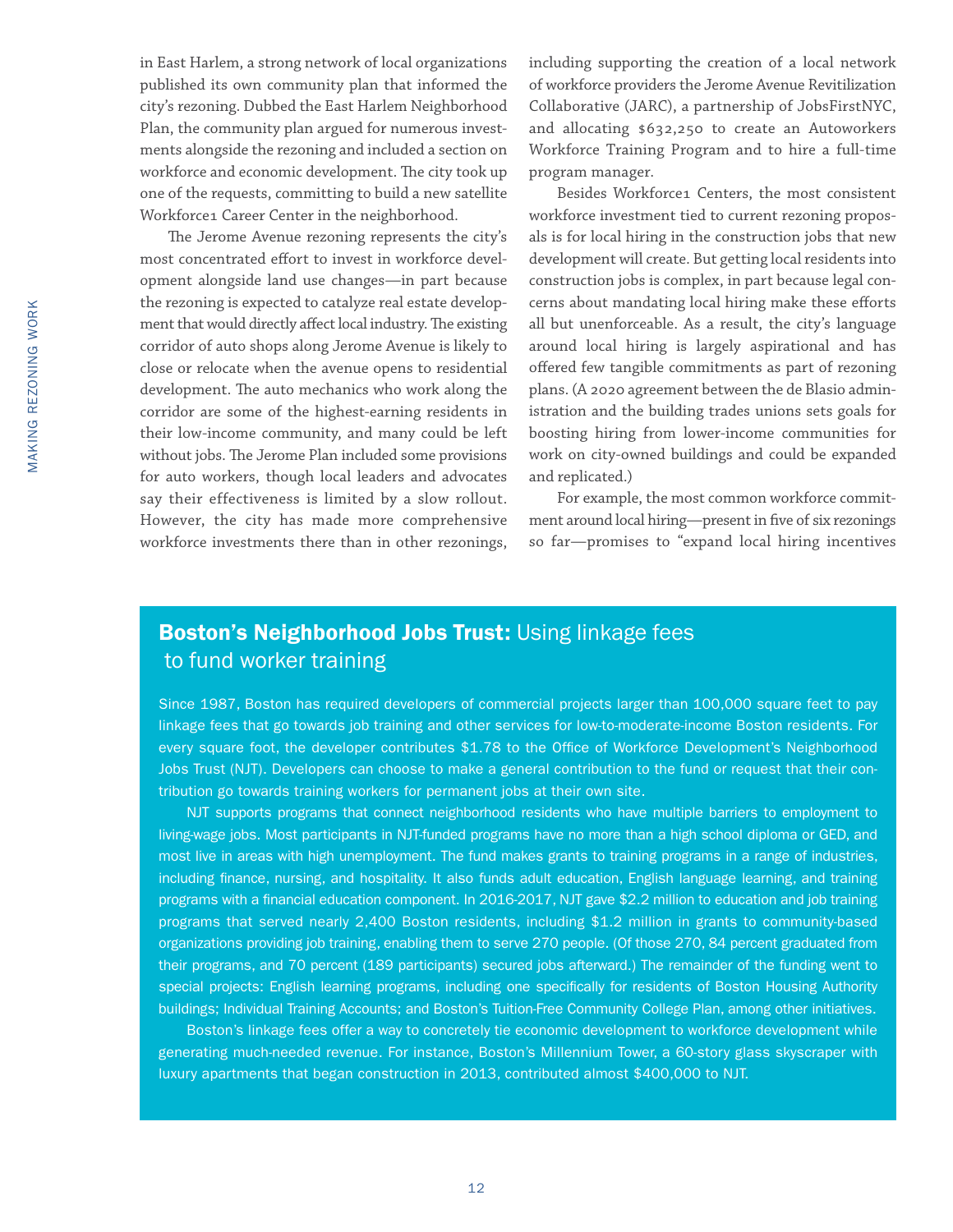in East Harlem, a strong network of local organizations published its own community plan that informed the city's rezoning. Dubbed the East Harlem Neighborhood Plan, the community plan argued for numerous investments alongside the rezoning and included a section on workforce and economic development. The city took up one of the requests, committing to build a new satellite Workforce1 Career Center in the neighborhood.

The Jerome Avenue rezoning represents the city's most concentrated effort to invest in workforce development alongside land use changes—in part because the rezoning is expected to catalyze real estate development that would directly affect local industry. The existing corridor of auto shops along Jerome Avenue is likely to close or relocate when the avenue opens to residential development. The auto mechanics who work along the corridor are some of the highest-earning residents in their low-income community, and many could be left without jobs. The Jerome Plan included some provisions for auto workers, though local leaders and advocates say their effectiveness is limited by a slow rollout. However, the city has made more comprehensive workforce investments there than in other rezonings, including supporting the creation of a local network of workforce providers the Jerome Avenue Revitilization Collaborative (JARC), a partnership of JobsFirstNYC, and allocating $632,250 to create an Autoworkers Workforce Training Program and to hire a full-time program manager.

Besides Workforce1 Centers, the most consistent workforce investment tied to current rezoning proposals is for local hiring in the construction jobs that new development will create. But getting local residents into construction jobs is complex, in part because legal concerns about mandating local hiring make these efforts all but unenforceable. As a result, the city's language around local hiring is largely aspirational and has offered few tangible commitments as part of rezoning plans. (A 2020 agreement between the de Blasio administration and the building trades unions sets goals for boosting hiring from lower-income communities for work on city-owned buildings and could be expanded and replicated.)

For example, the most common workforce commitment around local hiring—present in five of six rezonings so far—promises to "expand local hiring incentives

## **Boston's Neighborhood Jobs Trust:** Using linkage fees to fund worker training

Since 1987, Boston has required developers of commercial projects larger than 100,000 square feet to pay linkage fees that go towards job training and other services for low-to-moderate-income Boston residents. For every square foot, the developer contributes $1.78 to the Office of Workforce Development's Neighborhood Jobs Trust (NJT). Developers can choose to make a general contribution to the fund or request that their contribution go towards training workers for permanent jobs at their own site.

NJT supports programs that connect neighborhood residents who have multiple barriers to employment to living-wage jobs. Most participants in NJT-funded programs have no more than a high school diploma or GED, and most live in areas with high unemployment. The fund makes grants to training programs in a range of industries, including finance, nursing, and hospitality. It also funds adult education, English language learning, and training programs with a financial education component. In 2016-2017, NJT gave $2.2 million to education and job training programs that served nearly 2,400 Boston residents, including $1.2 million in grants to community-based organizations providing job training, enabling them to serve 270 people. (Of those 270, 84 percent graduated from their programs, and 70 percent (189 participants) secured jobs afterward.) The remainder of the funding went to special projects: English learning programs, including one specifically for residents of Boston Housing Authority buildings; Individual Training Accounts; and Boston's Tuition-Free Community College Plan, among other initiatives.

Boston's linkage fees offer a way to concretely tie economic development to workforce development while generating much-needed revenue. For instance, Boston's Millennium Tower, a 60-story glass skyscraper with luxury apartments that began construction in 2013, contributed almost $400,000 to NJT.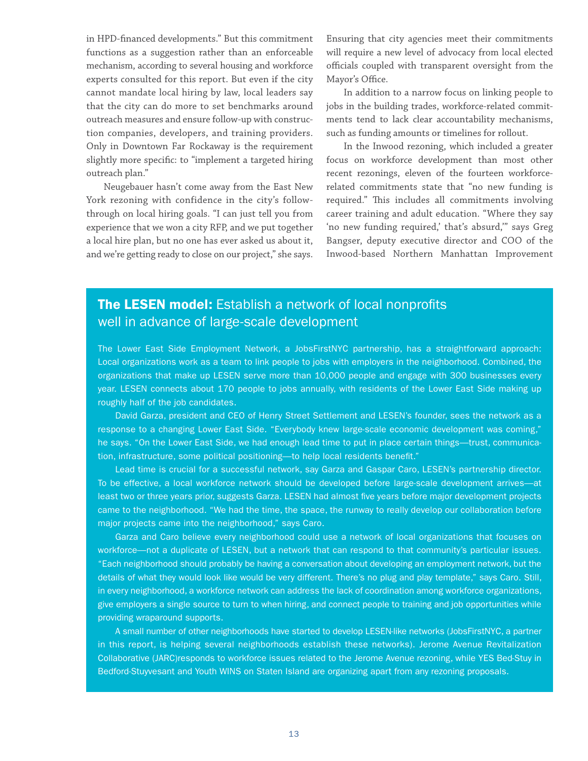in HPD-financed developments." But this commitment functions as a suggestion rather than an enforceable mechanism, according to several housing and workforce experts consulted for this report. But even if the city cannot mandate local hiring by law, local leaders say that the city can do more to set benchmarks around outreach measures and ensure follow-up with construction companies, developers, and training providers. Only in Downtown Far Rockaway is the requirement slightly more specific: to "implement a targeted hiring outreach plan."

Neugebauer hasn't come away from the East New York rezoning with confidence in the city's follow-through on local hiring goals. "I can just tell you from experience that we won a city RFP, and we put together a local hire plan, but no one has ever asked us about it, and we're getting ready to close on our project," she says. Ensuring that city agencies meet their commitments will require a new level of advocacy from local elected officials coupled with transparent oversight from the Mayor's Office.

In addition to a narrow focus on linking people to jobs in the building trades, workforce-related commitments tend to lack clear accountability mechanisms, such as funding amounts or timelines for rollout.

In the Inwood rezoning, which included a greater focus on workforce development than most other recent rezonings, eleven of the fourteen workforce-related commitments state that "no new funding is required." This includes all commitments involving career training and adult education. "Where they say 'no new funding required,' that's absurd,'" says Greg Bangser, deputy executive director and COO of the Inwood-based Northern Manhattan Improvement

## **The LESEN model:** Establish a network of local nonprofits well in advance of large-scale development

The Lower East Side Employment Network, a JobsFirstNYC partnership, has a straightforward approach: Local organizations work as a team to link people to jobs with employers in the neighborhood. Combined, the organizations that make up LESEN serve more than 10,000 people and engage with 300 businesses every year. LESEN connects about 170 people to jobs annually, with residents of the Lower East Side making up roughly half of the job candidates.

David Garza, president and CEO of Henry Street Settlement and LESEN's founder, sees the network as a response to a changing Lower East Side. "Everybody knew large-scale economic development was coming," he says. "On the Lower East Side, we had enough lead time to put in place certain things—trust, communication, infrastructure, some political positioning—to help local residents benefit."

Lead time is crucial for a successful network, say Garza and Gaspar Caro, LESEN's partnership director. To be effective, a local workforce network should be developed before large-scale development arrives—at least two or three years prior, suggests Garza. LESEN had almost five years before major development projects came to the neighborhood. "We had the time, the space, the runway to really develop our collaboration before major projects came into the neighborhood," says Caro.

Garza and Caro believe every neighborhood could use a network of local organizations that focuses on workforce—not a duplicate of LESEN, but a network that can respond to that community's particular issues. "Each neighborhood should probably be having a conversation about developing an employment network, but the details of what they would look like would be very different. There's no plug and play template," says Caro. Still, in every neighborhood, a workforce network can address the lack of coordination among workforce organizations, give employers a single source to turn to when hiring, and connect people to training and job opportunities while providing wraparound supports.

A small number of other neighborhoods have started to develop LESEN-like networks (JobsFirstNYC, a partner in this report, is helping several neighborhoods establish these networks). Jerome Avenue Revitalization Collaborative (JARC)responds to workforce issues related to the Jerome Avenue rezoning, while YES Bed-Stuy in Bedford-Stuyvesant and Youth WINS on Staten Island are organizing apart from any rezoning proposals.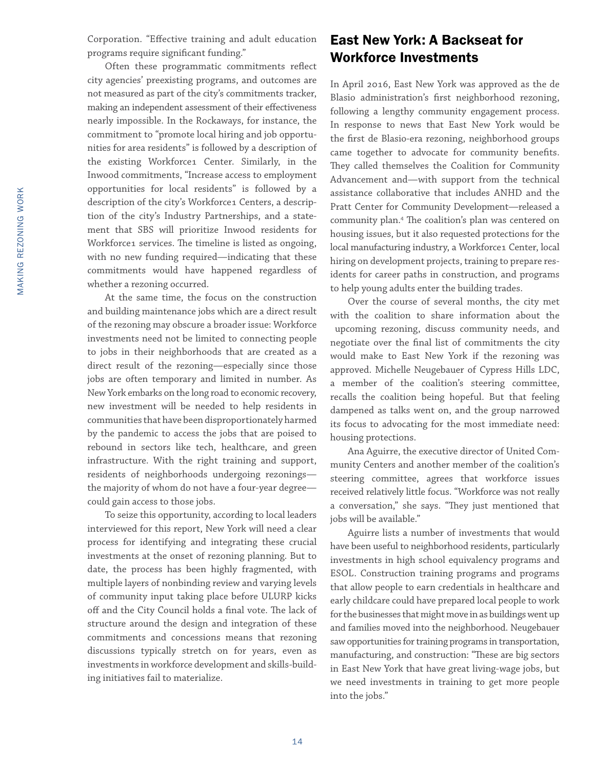Corporation. "Effective training and adult education programs require significant funding."

Often these programmatic commitments reflect city agencies' preexisting programs, and outcomes are not measured as part of the city's commitments tracker, making an independent assessment of their effectiveness nearly impossible. In the Rockaways, for instance, the commitment to "promote local hiring and job opportunities for area residents" is followed by a description of the existing Workforce1 Center. Similarly, in the Inwood commitments, "Increase access to employment opportunities for local residents" is followed by a description of the city's Workforce1 Centers, a description of the city's Industry Partnerships, and a statement that SBS will prioritize Inwood residents for Workforce1 services. The timeline is listed as ongoing, with no new funding required—indicating that these commitments would have happened regardless of whether a rezoning occurred.

At the same time, the focus on the construction and building maintenance jobs which are a direct result of the rezoning may obscure a broader issue: Workforce investments need not be limited to connecting people to jobs in their neighborhoods that are created as a direct result of the rezoning—especially since those jobs are often temporary and limited in number. As New York embarks on the long road to economic recovery, new investment will be needed to help residents in communities that have been disproportionately harmed by the pandemic to access the jobs that are poised to rebound in sectors like tech, healthcare, and green infrastructure. With the right training and support, residents of neighborhoods undergoing rezonings—the majority of whom do not have a four-year degree—could gain access to those jobs.

To seize this opportunity, according to local leaders interviewed for this report, New York will need a clear process for identifying and integrating these crucial investments at the onset of rezoning planning. But to date, the process has been highly fragmented, with multiple layers of nonbinding review and varying levels of community input taking place before ULURP kicks off and the City Council holds a final vote. The lack of structure around the design and integration of these commitments and concessions means that rezoning discussions typically stretch on for years, even as investments in workforce development and skills-building initiatives fail to materialize.

## East New York: A Backseat for Workforce Investments

In April 2016, East New York was approved as the de Blasio administration's first neighborhood rezoning, following a lengthy community engagement process. In response to news that East New York would be the first de Blasio-era rezoning, neighborhood groups came together to advocate for community benefits. They called themselves the Coalition for Community Advancement and—with support from the technical assistance collaborative that includes ANHD and the Pratt Center for Community Development—released a community plan.[4] The coalition's plan was centered on housing issues, but it also requested protections for the local manufacturing industry, a Workforce1 Center, local hiring on development projects, training to prepare residents for career paths in construction, and programs to help young adults enter the building trades.

Over the course of several months, the city met with the coalition to share information about the upcoming rezoning, discuss community needs, and negotiate over the final list of commitments the city would make to East New York if the rezoning was approved. Michelle Neugebauer of Cypress Hills LDC, a member of the coalition's steering committee, recalls the coalition being hopeful. But that feeling dampened as talks went on, and the group narrowed its focus to advocating for the most immediate need: housing protections.

Ana Aguirre, the executive director of United Community Centers and another member of the coalition's steering committee, agrees that workforce issues received relatively little focus. "Workforce was not really a conversation," she says. "They just mentioned that jobs will be available."

Aguirre lists a number of investments that would have been useful to neighborhood residents, particularly investments in high school equivalency programs and ESOL. Construction training programs and programs that allow people to earn credentials in healthcare and early childcare could have prepared local people to work for the businesses that might move in as buildings went up and families moved into the neighborhood. Neugebauer saw opportunities for training programs in transportation, manufacturing, and construction: "These are big sectors in East New York that have great living-wage jobs, but we need investments in training to get more people into the jobs."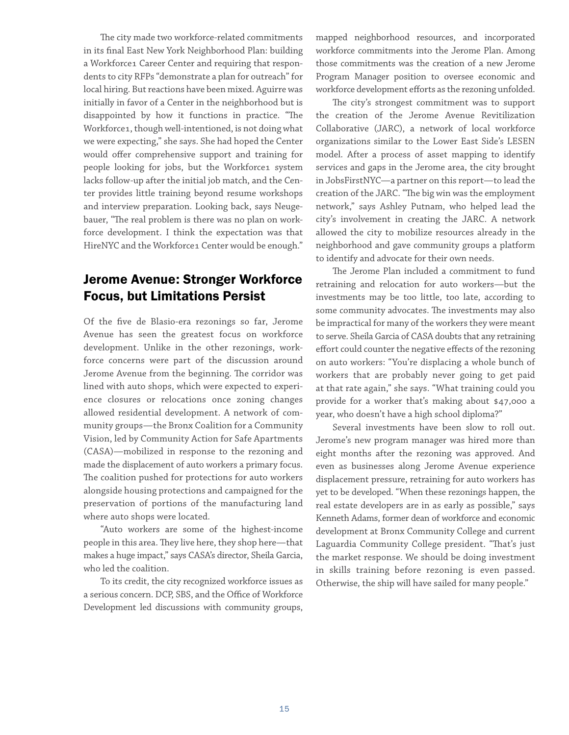The city made two workforce-related commitments in its final East New York Neighborhood Plan: building a Workforce1 Career Center and requiring that respondents to city RFPs "demonstrate a plan for outreach" for local hiring. But reactions have been mixed. Aguirre was initially in favor of a Center in the neighborhood but is disappointed by how it functions in practice. "The Workforce1, though well-intentioned, is not doing what we were expecting," she says. She had hoped the Center would offer comprehensive support and training for people looking for jobs, but the Workforce1 system lacks follow-up after the initial job match, and the Center provides little training beyond resume workshops and interview preparation. Looking back, says Neugebauer, "The real problem is there was no plan on workforce development. I think the expectation was that HireNYC and the Workforce1 Center would be enough."

## Jerome Avenue: Stronger Workforce Focus, but Limitations Persist

Of the five de Blasio-era rezonings so far, Jerome Avenue has seen the greatest focus on workforce development. Unlike in the other rezonings, workforce concerns were part of the discussion around Jerome Avenue from the beginning. The corridor was lined with auto shops, which were expected to experience closures or relocations once zoning changes allowed residential development. A network of community groups—the Bronx Coalition for a Community Vision, led by Community Action for Safe Apartments (CASA)—mobilized in response to the rezoning and made the displacement of auto workers a primary focus. The coalition pushed for protections for auto workers alongside housing protections and campaigned for the preservation of portions of the manufacturing land where auto shops were located.

"Auto workers are some of the highest-income people in this area. They live here, they shop here—that makes a huge impact," says CASA's director, Sheila Garcia, who led the coalition.

To its credit, the city recognized workforce issues as a serious concern. DCP, SBS, and the Office of Workforce Development led discussions with community groups, mapped neighborhood resources, and incorporated workforce commitments into the Jerome Plan. Among those commitments was the creation of a new Jerome Program Manager position to oversee economic and workforce development efforts as the rezoning unfolded.

The city's strongest commitment was to support the creation of the Jerome Avenue Revitilization Collaborative (JARC), a network of local workforce organizations similar to the Lower East Side's LESEN model. After a process of asset mapping to identify services and gaps in the Jerome area, the city brought in JobsFirstNYC—a partner on this report—to lead the creation of the JARC. "The big win was the employment network," says Ashley Putnam, who helped lead the city's involvement in creating the JARC. A network allowed the city to mobilize resources already in the neighborhood and gave community groups a platform to identify and advocate for their own needs.

The Jerome Plan included a commitment to fund retraining and relocation for auto workers—but the investments may be too little, too late, according to some community advocates. The investments may also be impractical for many of the workers they were meant to serve. Sheila Garcia of CASA doubts that any retraining effort could counter the negative effects of the rezoning on auto workers: "You're displacing a whole bunch of workers that are probably never going to get paid at that rate again," she says. "What training could you provide for a worker that's making about $47,000 a year, who doesn't have a high school diploma?"

Several investments have been slow to roll out. Jerome's new program manager was hired more than eight months after the rezoning was approved. And even as businesses along Jerome Avenue experience displacement pressure, retraining for auto workers has yet to be developed. "When these rezonings happen, the real estate developers are in as early as possible," says Kenneth Adams, former dean of workforce and economic development at Bronx Community College and current Laguardia Community College president. "That's just the market response. We should be doing investment in skills training before rezoning is even passed. Otherwise, the ship will have sailed for many people."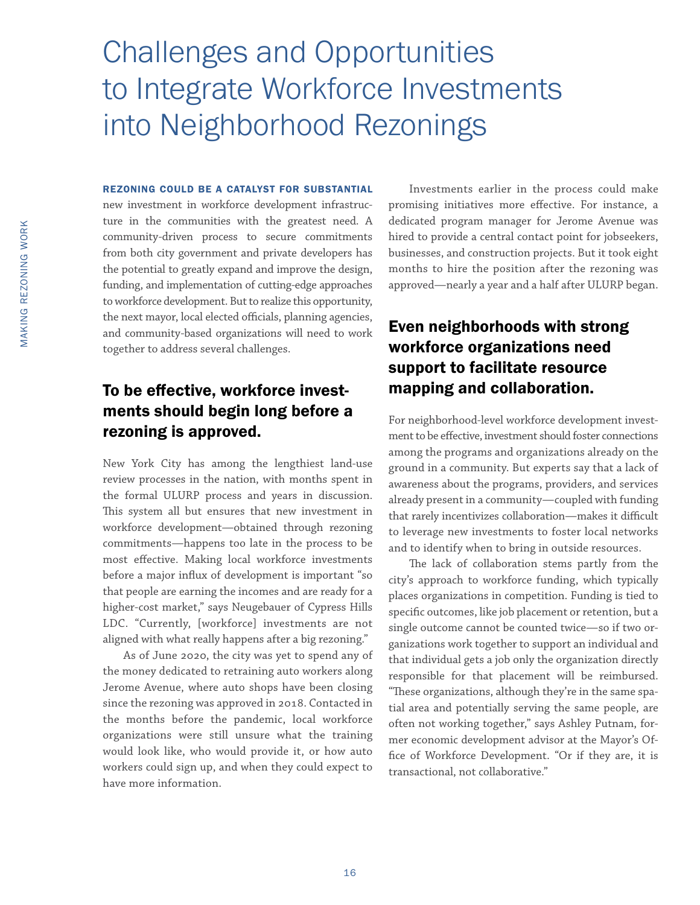# Challenges and Opportunities to Integrate Workforce Investments into Neighborhood Rezonings

**REZONING COULD BE A CATALYST FOR SUBSTANTIAL** new investment in workforce development infrastructure in the communities with the greatest need. A community-driven process to secure commitments from both city government and private developers has the potential to greatly expand and improve the design, funding, and implementation of cutting-edge approaches to workforce development. But to realize this opportunity, the next mayor, local elected officials, planning agencies, and community-based organizations will need to work together to address several challenges.

## To be effective, workforce investments should begin long before a rezoning is approved.

New York City has among the lengthiest land-use review processes in the nation, with months spent in the formal ULURP process and years in discussion. This system all but ensures that new investment in workforce development—obtained through rezoning commitments—happens too late in the process to be most effective. Making local workforce investments before a major influx of development is important "so that people are earning the incomes and are ready for a higher-cost market," says Neugebauer of Cypress Hills LDC. "Currently, [workforce] investments are not aligned with what really happens after a big rezoning."

As of June 2020, the city was yet to spend any of the money dedicated to retraining auto workers along Jerome Avenue, where auto shops have been closing since the rezoning was approved in 2018. Contacted in the months before the pandemic, local workforce organizations were still unsure what the training would look like, who would provide it, or how auto workers could sign up, and when they could expect to have more information.

Investments earlier in the process could make promising initiatives more effective. For instance, a dedicated program manager for Jerome Avenue was hired to provide a central contact point for jobseekers, businesses, and construction projects. But it took eight months to hire the position after the rezoning was approved—nearly a year and a half after ULURP began.

## Even neighborhoods with strong workforce organizations need support to facilitate resource mapping and collaboration.

For neighborhood-level workforce development investment to be effective, investment should foster connections among the programs and organizations already on the ground in a community. But experts say that a lack of awareness about the programs, providers, and services already present in a community—coupled with funding that rarely incentivizes collaboration—makes it difficult to leverage new investments to foster local networks and to identify when to bring in outside resources.

The lack of collaboration stems partly from the city's approach to workforce funding, which typically places organizations in competition. Funding is tied to specific outcomes, like job placement or retention, but a single outcome cannot be counted twice—so if two organizations work together to support an individual and that individual gets a job only the organization directly responsible for that placement will be reimbursed. "These organizations, although they're in the same spatial area and potentially serving the same people, are often not working together," says Ashley Putnam, former economic development advisor at the Mayor's Office of Workforce Development. "Or if they are, it is transactional, not collaborative."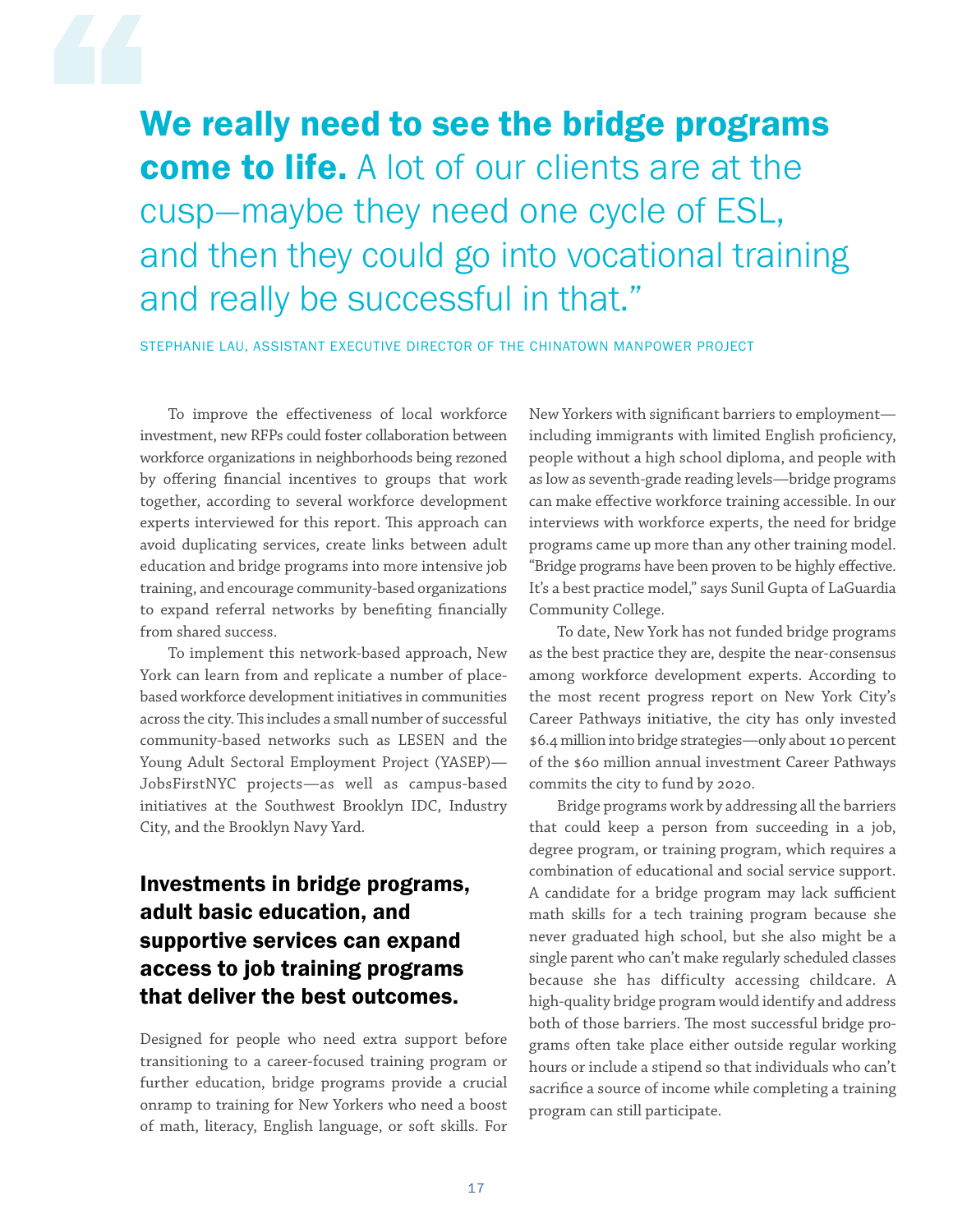**We really need to see the bridge programs come to life.** A lot of our clients are at the cusp—maybe they need one cycle of ESL, and then they could go into vocational training and really be successful in that."

STEPHANIE LAU, ASSISTANT EXECUTIVE DIRECTOR OF THE CHINATOWN MANPOWER PROJECT

To improve the effectiveness of local workforce investment, new RFPs could foster collaboration between workforce organizations in neighborhoods being rezoned by offering financial incentives to groups that work together, according to several workforce development experts interviewed for this report. This approach can avoid duplicating services, create links between adult education and bridge programs into more intensive job training, and encourage community-based organizations to expand referral networks by benefiting financially from shared success.

To implement this network-based approach, New York can learn from and replicate a number of place-based workforce development initiatives in communities across the city. This includes a small number of successful community-based networks such as LESEN and the Young Adult Sectoral Employment Project (YASEP)—JobsFirstNYC projects—as well as campus-based initiatives at the Southwest Brooklyn IDC, Industry City, and the Brooklyn Navy Yard.

## Investments in bridge programs, adult basic education, and supportive services can expand access to job training programs that deliver the best outcomes.

Designed for people who need extra support before transitioning to a career-focused training program or further education, bridge programs provide a crucial onramp to training for New Yorkers who need a boost of math, literacy, English language, or soft skills. For New Yorkers with significant barriers to employment—including immigrants with limited English proficiency, people without a high school diploma, and people with as low as seventh-grade reading levels—bridge programs can make effective workforce training accessible. In our interviews with workforce experts, the need for bridge programs came up more than any other training model. "Bridge programs have been proven to be highly effective. It's a best practice model," says Sunil Gupta of LaGuardia Community College.

To date, New York has not funded bridge programs as the best practice they are, despite the near-consensus among workforce development experts. According to the most recent progress report on New York City's Career Pathways initiative, the city has only invested $6.4 million into bridge strategies—only about 10 percent of the $60 million annual investment Career Pathways commits the city to fund by 2020.

Bridge programs work by addressing all the barriers that could keep a person from succeeding in a job, degree program, or training program, which requires a combination of educational and social service support. A candidate for a bridge program may lack sufficient math skills for a tech training program because she never graduated high school, but she also might be a single parent who can't make regularly scheduled classes because she has difficulty accessing childcare. A high-quality bridge program would identify and address both of those barriers. The most successful bridge programs often take place either outside regular working hours or include a stipend so that individuals who can't sacrifice a source of income while completing a training program can still participate.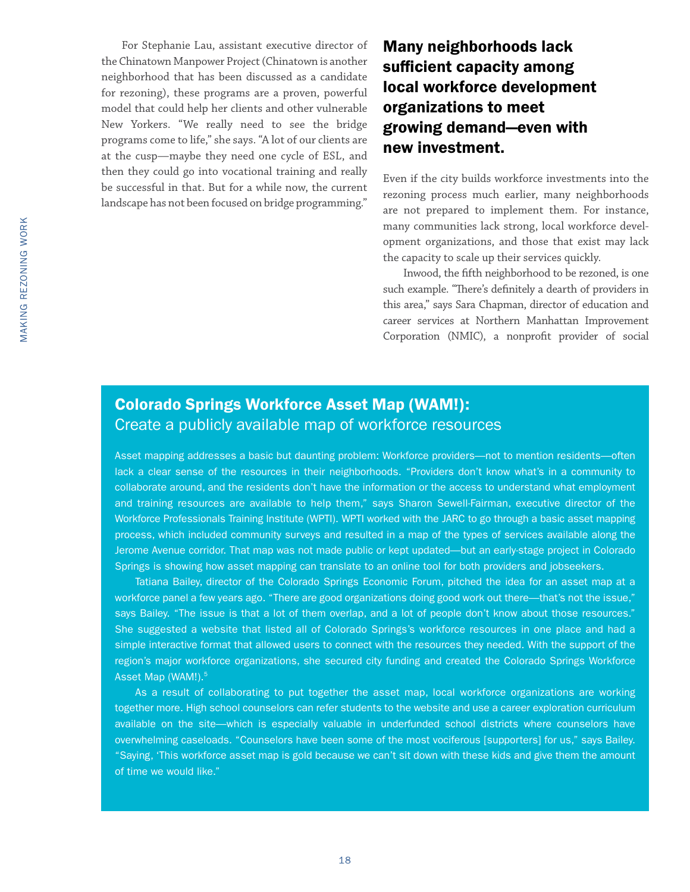For Stephanie Lau, assistant executive director of the Chinatown Manpower Project (Chinatown is another neighborhood that has been discussed as a candidate for rezoning), these programs are a proven, powerful model that could help her clients and other vulnerable New Yorkers. "We really need to see the bridge programs come to life," she says. "A lot of our clients are at the cusp—maybe they need one cycle of ESL, and then they could go into vocational training and really be successful in that. But for a while now, the current landscape has not been focused on bridge programming."

## Many neighborhoods lack sufficient capacity among local workforce development organizations to meet growing demand—even with new investment.

Even if the city builds workforce investments into the rezoning process much earlier, many neighborhoods are not prepared to implement them. For instance, many communities lack strong, local workforce development organizations, and those that exist may lack the capacity to scale up their services quickly.

Inwood, the fifth neighborhood to be rezoned, is one such example. "There's definitely a dearth of providers in this area," says Sara Chapman, director of education and career services at Northern Manhattan Improvement Corporation (NMIC), a nonprofit provider of social

### Colorado Springs Workforce Asset Map (WAM!): Create a publicly available map of workforce resources

Asset mapping addresses a basic but daunting problem: Workforce providers—not to mention residents—often lack a clear sense of the resources in their neighborhoods. "Providers don't know what's in a community to collaborate around, and the residents don't have the information or the access to understand what employment and training resources are available to help them," says Sharon Sewell-Fairman, executive director of the Workforce Professionals Training Institute (WPTI). WPTI worked with the JARC to go through a basic asset mapping process, which included community surveys and resulted in a map of the types of services available along the Jerome Avenue corridor. That map was not made public or kept updated—but an early-stage project in Colorado Springs is showing how asset mapping can translate to an online tool for both providers and jobseekers.

Tatiana Bailey, director of the Colorado Springs Economic Forum, pitched the idea for an asset map at a workforce panel a few years ago. "There are good organizations doing good work out there—that's not the issue," says Bailey. "The issue is that a lot of them overlap, and a lot of people don't know about those resources." She suggested a website that listed all of Colorado Springs's workforce resources in one place and had a simple interactive format that allowed users to connect with the resources they needed. With the support of the region's major workforce organizations, she secured city funding and created the Colorado Springs Workforce Asset Map (WAM!).[5]

As a result of collaborating to put together the asset map, local workforce organizations are working together more. High school counselors can refer students to the website and use a career exploration curriculum available on the site—which is especially valuable in underfunded school districts where counselors have overwhelming caseloads. "Counselors have been some of the most vociferous [supporters] for us," says Bailey. "Saying, 'This workforce asset map is gold because we can't sit down with these kids and give them the amount of time we would like."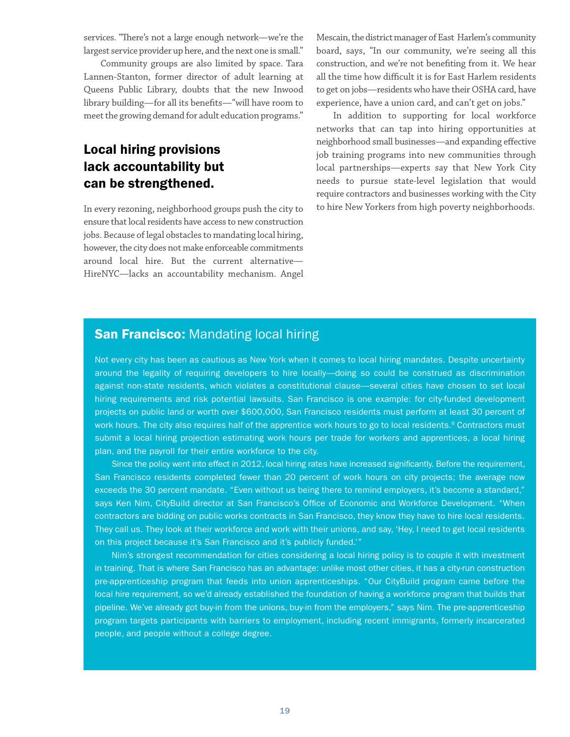services. "There's not a large enough network—we're the largest service provider up here, and the next one is small."

Community groups are also limited by space. Tara Lannen-Stanton, former director of adult learning at Queens Public Library, doubts that the new Inwood library building—for all its benefits—"will have room to meet the growing demand for adult education programs."

## Local hiring provisions lack accountability but can be strengthened.

In every rezoning, neighborhood groups push the city to ensure that local residents have access to new construction jobs. Because of legal obstacles to mandating local hiring, however, the city does not make enforceable commitments around local hire. But the current alternative—HireNYC—lacks an accountability mechanism. Angel Mescain, the district manager of East Harlem's community board, says, "In our community, we're seeing all this construction, and we're not benefiting from it. We hear all the time how difficult it is for East Harlem residents to get on jobs—residents who have their OSHA card, have experience, have a union card, and can't get on jobs."

In addition to supporting for local workforce networks that can tap into hiring opportunities at neighborhood small businesses—and expanding effective job training programs into new communities through local partnerships—experts say that New York City needs to pursue state-level legislation that would require contractors and businesses working with the City to hire New Yorkers from high poverty neighborhoods.

## **San Francisco:** Mandating local hiring

Not every city has been as cautious as New York when it comes to local hiring mandates. Despite uncertainty around the legality of requiring developers to hire locally—doing so could be construed as discrimination against non-state residents, which violates a constitutional clause—several cities have chosen to set local hiring requirements and risk potential lawsuits. San Francisco is one example: for city-funded development projects on public land or worth over $600,000, San Francisco residents must perform at least 30 percent of work hours. The city also requires half of the apprentice work hours to go to local residents.[6] Contractors must submit a local hiring projection estimating work hours per trade for workers and apprentices, a local hiring plan, and the payroll for their entire workforce to the city.

Since the policy went into effect in 2012, local hiring rates have increased significantly. Before the requirement, San Francisco residents completed fewer than 20 percent of work hours on city projects; the average now exceeds the 30 percent mandate. "Even without us being there to remind employers, it's become a standard," says Ken Nim, CityBuild director at San Francisco's Office of Economic and Workforce Development. "When contractors are bidding on public works contracts in San Francisco, they know they have to hire local residents. They call us. They look at their workforce and work with their unions, and say, 'Hey, I need to get local residents on this project because it's San Francisco and it's publicly funded.'"

Nim's strongest recommendation for cities considering a local hiring policy is to couple it with investment in training. That is where San Francisco has an advantage: unlike most other cities, it has a city-run construction pre-apprenticeship program that feeds into union apprenticeships. "Our CityBuild program came before the local hire requirement, so we'd already established the foundation of having a workforce program that builds that pipeline. We've already got buy-in from the unions, buy-in from the employers," says Nim. The pre-apprenticeship program targets participants with barriers to employment, including recent immigrants, formerly incarcerated people, and people without a college degree.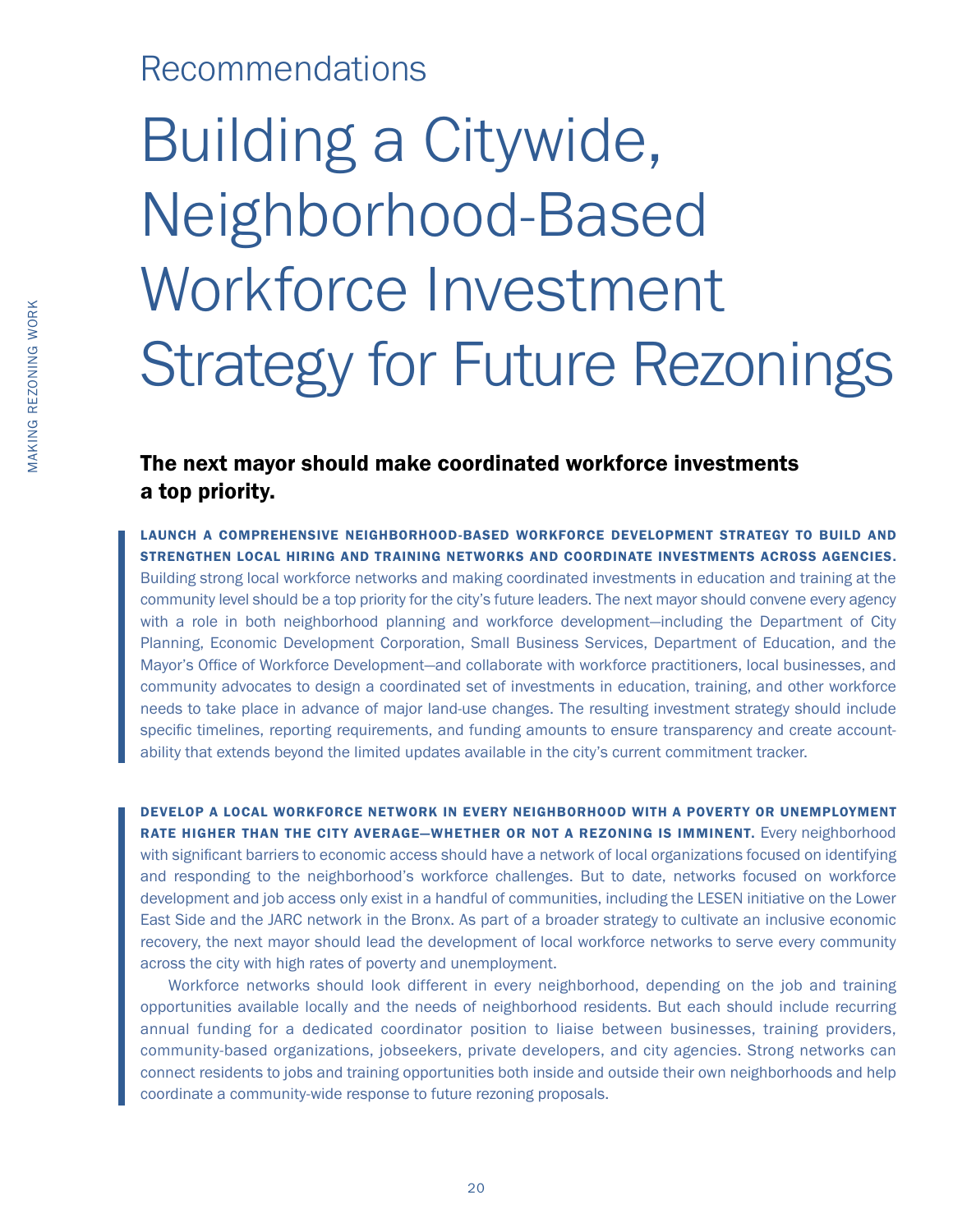## Recommendations

# Building a Citywide, Neighborhood-Based Workforce Investment Strategy for Future Rezonings

### The next mayor should make coordinated workforce investments a top priority.

**LAUNCH A COMPREHENSIVE NEIGHBORHOOD-BASED WORKFORCE DEVELOPMENT STRATEGY TO BUILD AND STRENGTHEN LOCAL HIRING AND TRAINING NETWORKS AND COORDINATE INVESTMENTS ACROSS AGENCIES.** Building strong local workforce networks and making coordinated investments in education and training at the community level should be a top priority for the city's future leaders. The next mayor should convene every agency with a role in both neighborhood planning and workforce development—including the Department of City Planning, Economic Development Corporation, Small Business Services, Department of Education, and the Mayor's Office of Workforce Development—and collaborate with workforce practitioners, local businesses, and community advocates to design a coordinated set of investments in education, training, and other workforce needs to take place in advance of major land-use changes. The resulting investment strategy should include specific timelines, reporting requirements, and funding amounts to ensure transparency and create accountability that extends beyond the limited updates available in the city's current commitment tracker.

**DEVELOP A LOCAL WORKFORCE NETWORK IN EVERY NEIGHBORHOOD WITH A POVERTY OR UNEMPLOYMENT RATE HIGHER THAN THE CITY AVERAGE—WHETHER OR NOT A REZONING IS IMMINENT.** Every neighborhood with significant barriers to economic access should have a network of local organizations focused on identifying and responding to the neighborhood's workforce challenges. But to date, networks focused on workforce development and job access only exist in a handful of communities, including the LESEN initiative on the Lower East Side and the JARC network in the Bronx. As part of a broader strategy to cultivate an inclusive economic recovery, the next mayor should lead the development of local workforce networks to serve every community across the city with high rates of poverty and unemployment.

Workforce networks should look different in every neighborhood, depending on the job and training opportunities available locally and the needs of neighborhood residents. But each should include recurring annual funding for a dedicated coordinator position to liaise between businesses, training providers, community-based organizations, jobseekers, private developers, and city agencies. Strong networks can connect residents to jobs and training opportunities both inside and outside their own neighborhoods and help coordinate a community-wide response to future rezoning proposals.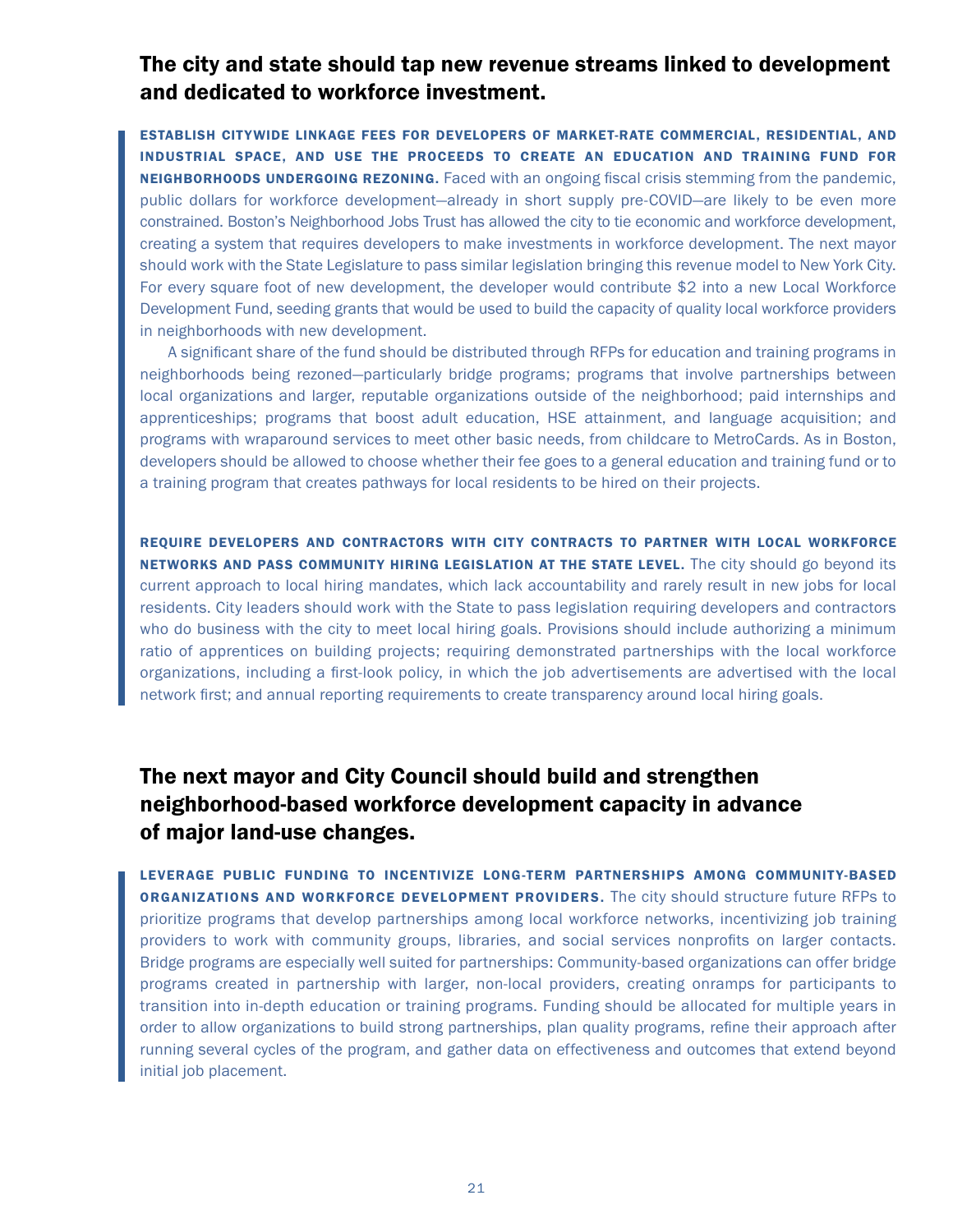## The city and state should tap new revenue streams linked to development and dedicated to workforce investment.

**ESTABLISH CITYWIDE LINKAGE FEES FOR DEVELOPERS OF MARKET-RATE COMMERCIAL, RESIDENTIAL, AND INDUSTRIAL SPACE, AND USE THE PROCEEDS TO CREATE AN EDUCATION AND TRAINING FUND FOR NEIGHBORHOODS UNDERGOING REZONING.** Faced with an ongoing fiscal crisis stemming from the pandemic, public dollars for workforce development—already in short supply pre-COVID—are likely to be even more constrained. Boston's Neighborhood Jobs Trust has allowed the city to tie economic and workforce development, creating a system that requires developers to make investments in workforce development. The next mayor should work with the State Legislature to pass similar legislation bringing this revenue model to New York City. For every square foot of new development, the developer would contribute $2 into a new Local Workforce Development Fund, seeding grants that would be used to build the capacity of quality local workforce providers in neighborhoods with new development.

A significant share of the fund should be distributed through RFPs for education and training programs in neighborhoods being rezoned—particularly bridge programs; programs that involve partnerships between local organizations and larger, reputable organizations outside of the neighborhood; paid internships and apprenticeships; programs that boost adult education, HSE attainment, and language acquisition; and programs with wraparound services to meet other basic needs, from childcare to MetroCards. As in Boston, developers should be allowed to choose whether their fee goes to a general education and training fund or to a training program that creates pathways for local residents to be hired on their projects.

**REQUIRE DEVELOPERS AND CONTRACTORS WITH CITY CONTRACTS TO PARTNER WITH LOCAL WORKFORCE NETWORKS AND PASS COMMUNITY HIRING LEGISLATION AT THE STATE LEVEL.** The city should go beyond its current approach to local hiring mandates, which lack accountability and rarely result in new jobs for local residents. City leaders should work with the State to pass legislation requiring developers and contractors who do business with the city to meet local hiring goals. Provisions should include authorizing a minimum ratio of apprentices on building projects; requiring demonstrated partnerships with the local workforce organizations, including a first-look policy, in which the job advertisements are advertised with the local network first; and annual reporting requirements to create transparency around local hiring goals.

## The next mayor and City Council should build and strengthen neighborhood-based workforce development capacity in advance of major land-use changes.

**LEVERAGE PUBLIC FUNDING TO INCENTIVIZE LONG-TERM PARTNERSHIPS AMONG COMMUNITY-BASED ORGANIZATIONS AND WORKFORCE DEVELOPMENT PROVIDERS.** The city should structure future RFPs to prioritize programs that develop partnerships among local workforce networks, incentivizing job training providers to work with community groups, libraries, and social services nonprofits on larger contacts. Bridge programs are especially well suited for partnerships: Community-based organizations can offer bridge programs created in partnership with larger, non-local providers, creating onramps for participants to transition into in-depth education or training programs. Funding should be allocated for multiple years in order to allow organizations to build strong partnerships, plan quality programs, refine their approach after running several cycles of the program, and gather data on effectiveness and outcomes that extend beyond initial job placement.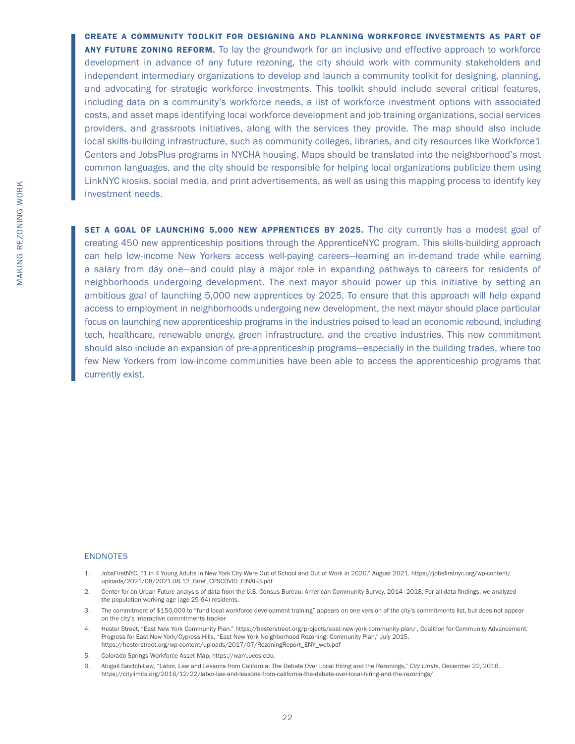**CREATE A COMMUNITY TOOLKIT FOR DESIGNING AND PLANNING WORKFORCE INVESTMENTS AS PART OF ANY FUTURE ZONING REFORM.** To lay the groundwork for an inclusive and effective approach to workforce development in advance of any future rezoning, the city should work with community stakeholders and independent intermediary organizations to develop and launch a community toolkit for designing, planning, and advocating for strategic workforce investments. This toolkit should include several critical features, including data on a community's workforce needs, a list of workforce investment options with associated costs, and asset maps identifying local workforce development and job training organizations, social services providers, and grassroots initiatives, along with the services they provide. The map should also include local skills-building infrastructure, such as community colleges, libraries, and city resources like Workforce1 Centers and JobsPlus programs in NYCHA housing. Maps should be translated into the neighborhood's most common languages, and the city should be responsible for helping local organizations publicize them using LinkNYC kiosks, social media, and print advertisements, as well as using this mapping process to identify key investment needs.

**SET A GOAL OF LAUNCHING 5,000 NEW APPRENTICES BY 2025.** The city currently has a modest goal of creating 450 new apprenticeship positions through the ApprenticeNYC program. This skills-building approach can help low-income New Yorkers access well-paying careers—learning an in-demand trade while earning a salary from day one—and could play a major role in expanding pathways to careers for residents of neighborhoods undergoing development. The next mayor should power up this initiative by setting an ambitious goal of launching 5,000 new apprentices by 2025. To ensure that this approach will help expand access to employment in neighborhoods undergoing new development, the next mayor should place particular focus on launching new apprenticeship programs in the industries poised to lead an economic rebound, including tech, healthcare, renewable energy, green infrastructure, and the creative industries. This new commitment should also include an expansion of pre-apprenticeship programs—especially in the building trades, where too few New Yorkers from low-income communities have been able to access the apprenticeship programs that currently exist.

## ENDNOTES

1. JobsFirstNYC, "1 in 4 Young Adults in New York City Were Out of School and Out of Work in 2020," August 2021. https://jobsfirstnyc.org/wp-content/uploads/2021/08/2021.08.12_Brief_CPSCOVID_FINAL-3.pdf
2. Center for an Urban Future analysis of data from the U.S. Census Bureau, American Community Survey, 2014–2018. For all data findings, we analyzed the population working-age (age 25-64) residents.
3. The commitment of $150,000 to "fund local workforce development training" appears on one version of the city's commitments list, but does not appear on the city's interactive commitments tracker
4. Hester Street, "East New York Community Plan." https://hesterstreet.org/projects/east-new-york-community-plan/ , Coalition for Community Advancement: Progress for East New York/Cypress Hills, "East New York Neighborhood Rezoning: Community Plan," July 2015. https://hesterstreet.org/wp-content/uploads/2017/07/RezoningReport_ENY_web.pdf
5. Colorado Springs Workforce Asset Map, https://wam.uccs.edu.
6. Abigail Savitch-Lew, "Labor, Law and Lessons from California: The Debate Over Local Hiring and the Rezonings," *City Limits,* December 22, 2016. https://citylimits.org/2016/12/22/labor-law-and-lessons-from-california-the-debate-over-local-hiring-and-the-rezonings/